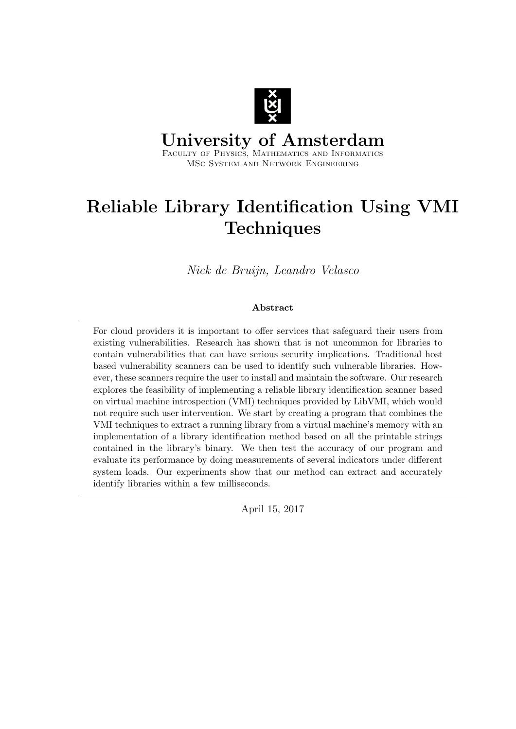# University of Amsterdam

Faculty of Physics, Mathematics and Informatics
MSc System and Network Engineering

# Reliable Library Identification Using VMI Techniques

*Nick de Bruijn, Leandro Velasco*

**Abstract**

For cloud providers it is important to offer services that safeguard their users from existing vulnerabilities. Research has shown that is not uncommon for libraries to contain vulnerabilities that can have serious security implications. Traditional host based vulnerability scanners can be used to identify such vulnerable libraries. However, these scanners require the user to install and maintain the software. Our research explores the feasibility of implementing a reliable library identification scanner based on virtual machine introspection (VMI) techniques provided by LibVMI, which would not require such user intervention. We start by creating a program that combines the VMI techniques to extract a running library from a virtual machine's memory with an implementation of a library identification method based on all the printable strings contained in the library's binary. We then test the accuracy of our program and evaluate its performance by doing measurements of several indicators under different system loads. Our experiments show that our method can extract and accurately identify libraries within a few milliseconds.

April 15, 2017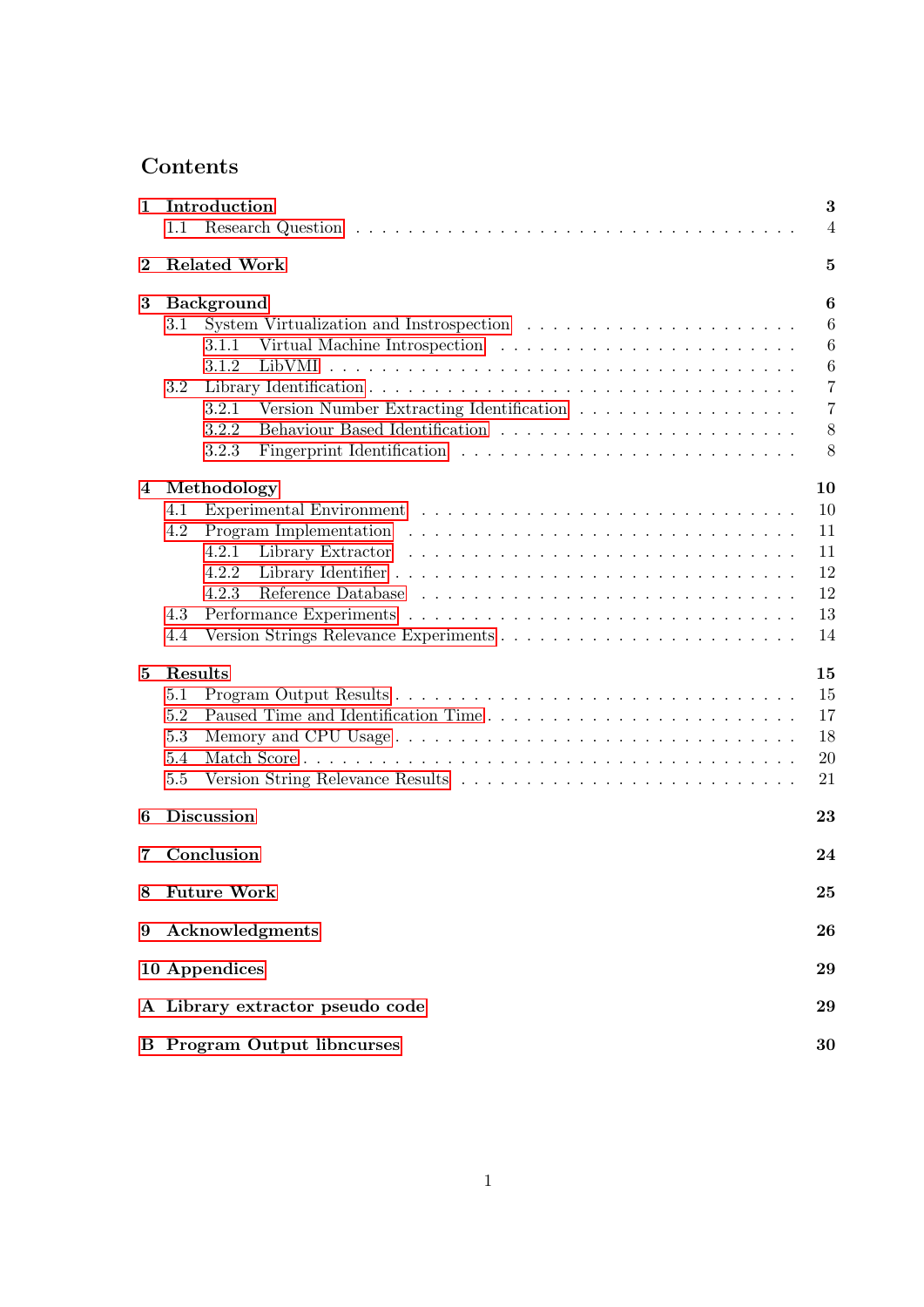# Contents

- **1 Introduction** — 3
  - 1.1 Research Question — 4
- **2 Related Work** — 5
- **3 Background** — 6
  - 3.1 System Virtualization and Instrospection — 6
    - 3.1.1 Virtual Machine Introspection — 6
    - 3.1.2 LibVMI — 6
  - 3.2 Library Identification — 7
    - 3.2.1 Version Number Extracting Identification — 7
    - 3.2.2 Behaviour Based Identification — 8
    - 3.2.3 Fingerprint Identification — 8
- **4 Methodology** — 10
  - 4.1 Experimental Environment — 10
  - 4.2 Program Implementation — 11
    - 4.2.1 Library Extractor — 11
    - 4.2.2 Library Identifier — 12
    - 4.2.3 Reference Database — 12
  - 4.3 Performance Experiments — 13
  - 4.4 Version Strings Relevance Experiments — 14
- **5 Results** — 15
  - 5.1 Program Output Results — 15
  - 5.2 Paused Time and Identification Time — 17
  - 5.3 Memory and CPU Usage — 18
  - 5.4 Match Score — 20
  - 5.5 Version String Relevance Results — 21
- **6 Discussion** — 23
- **7 Conclusion** — 24
- **8 Future Work** — 25
- **9 Acknowledgments** — 26
- **10 Appendices** — 29
- **A Library extractor pseudo code** — 29
- **B Program Output libncurses** — 30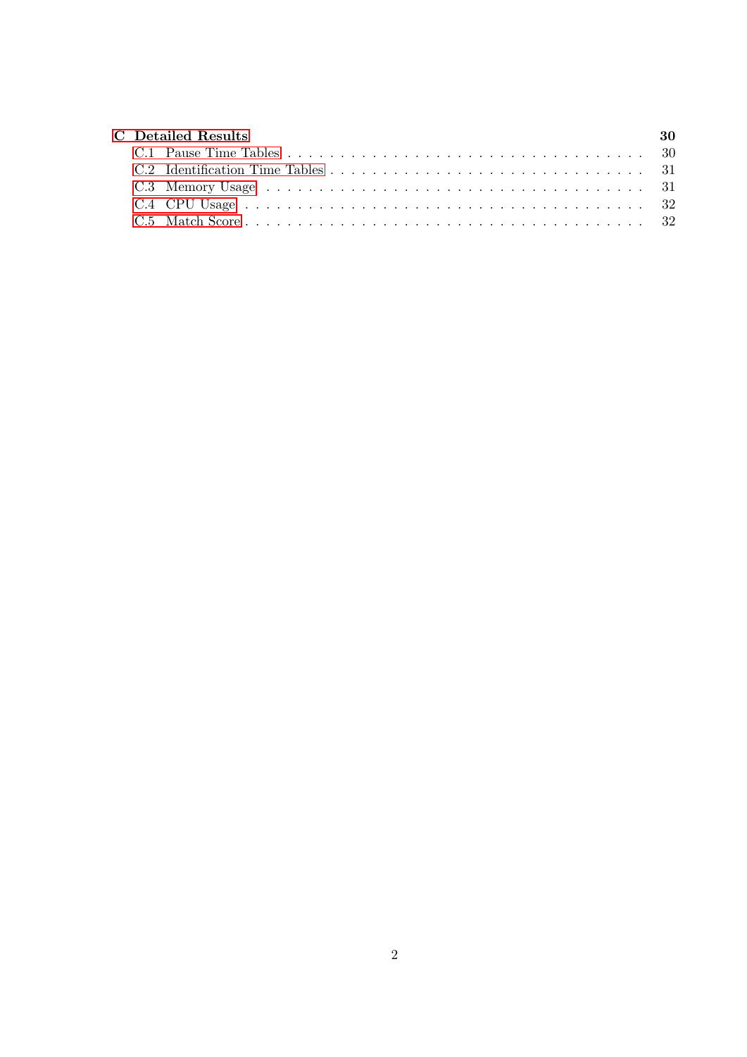**C Detailed Results** **30**

- C.1 Pause Time Tables . . . . . . . . . . . . . . . . . . . . . . . . . . . . . . . . . . 30
- C.2 Identification Time Tables . . . . . . . . . . . . . . . . . . . . . . . . . . . . . 31
- C.3 Memory Usage . . . . . . . . . . . . . . . . . . . . . . . . . . . . . . . . . . . 31
- C.4 CPU Usage . . . . . . . . . . . . . . . . . . . . . . . . . . . . . . . . . . . . . 32
- C.5 Match Score . . . . . . . . . . . . . . . . . . . . . . . . . . . . . . . . . . . . 32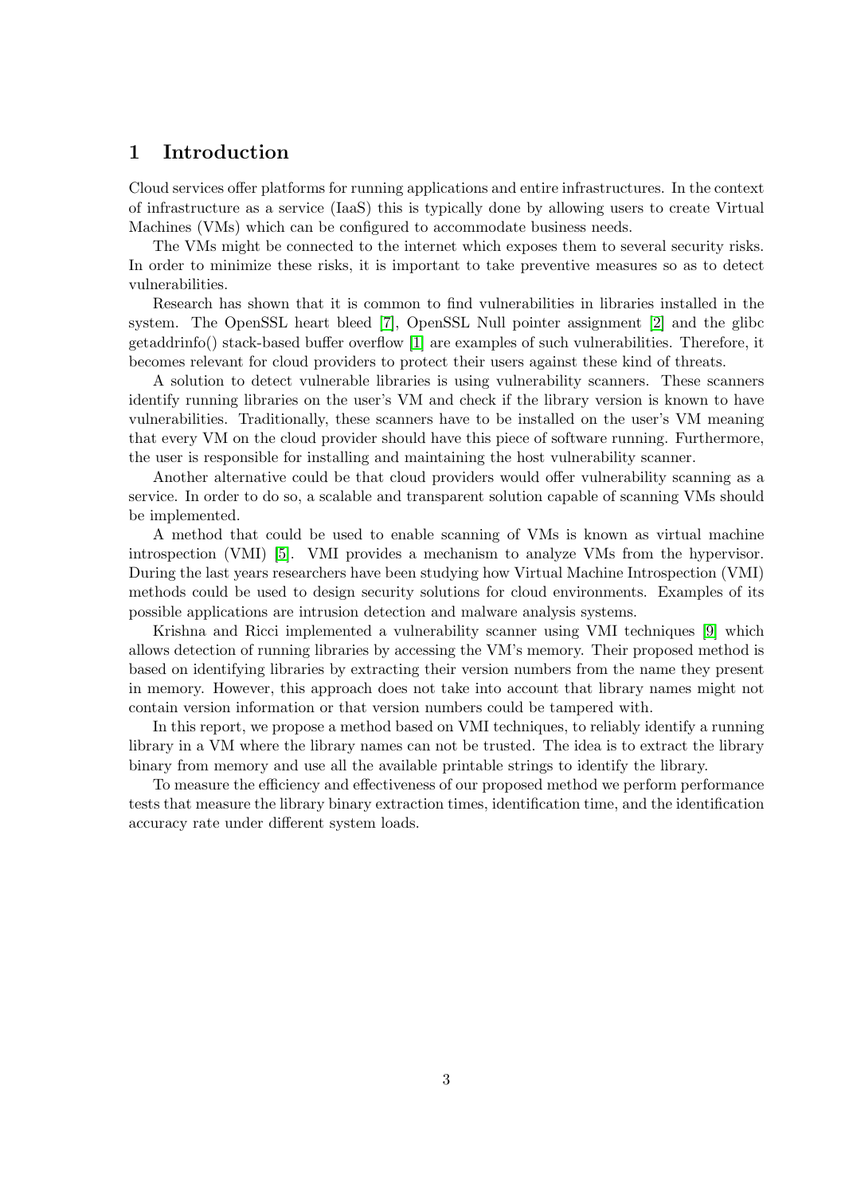# 1 Introduction

Cloud services offer platforms for running applications and entire infrastructures. In the context of infrastructure as a service (IaaS) this is typically done by allowing users to create Virtual Machines (VMs) which can be configured to accommodate business needs.

The VMs might be connected to the internet which exposes them to several security risks. In order to minimize these risks, it is important to take preventive measures so as to detect vulnerabilities.

Research has shown that it is common to find vulnerabilities in libraries installed in the system. The OpenSSL heart bleed [7], OpenSSL Null pointer assignment [2] and the glibc getaddrinfo() stack-based buffer overflow [1] are examples of such vulnerabilities. Therefore, it becomes relevant for cloud providers to protect their users against these kind of threats.

A solution to detect vulnerable libraries is using vulnerability scanners. These scanners identify running libraries on the user's VM and check if the library version is known to have vulnerabilities. Traditionally, these scanners have to be installed on the user's VM meaning that every VM on the cloud provider should have this piece of software running. Furthermore, the user is responsible for installing and maintaining the host vulnerability scanner.

Another alternative could be that cloud providers would offer vulnerability scanning as a service. In order to do so, a scalable and transparent solution capable of scanning VMs should be implemented.

A method that could be used to enable scanning of VMs is known as virtual machine introspection (VMI) [5]. VMI provides a mechanism to analyze VMs from the hypervisor. During the last years researchers have been studying how Virtual Machine Introspection (VMI) methods could be used to design security solutions for cloud environments. Examples of its possible applications are intrusion detection and malware analysis systems.

Krishna and Ricci implemented a vulnerability scanner using VMI techniques [9] which allows detection of running libraries by accessing the VM's memory. Their proposed method is based on identifying libraries by extracting their version numbers from the name they present in memory. However, this approach does not take into account that library names might not contain version information or that version numbers could be tampered with.

In this report, we propose a method based on VMI techniques, to reliably identify a running library in a VM where the library names can not be trusted. The idea is to extract the library binary from memory and use all the available printable strings to identify the library.

To measure the efficiency and effectiveness of our proposed method we perform performance tests that measure the library binary extraction times, identification time, and the identification accuracy rate under different system loads.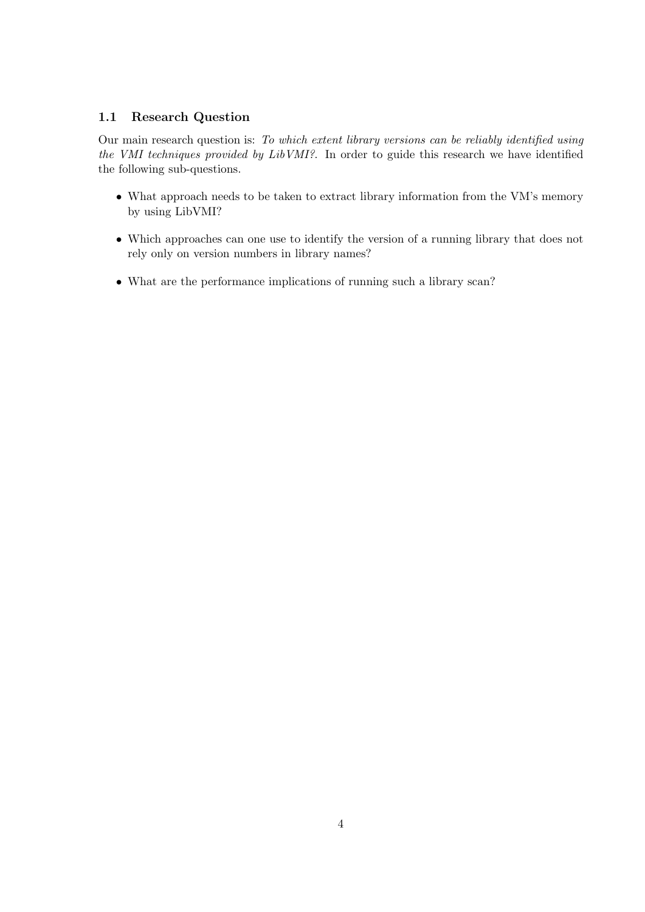### 1.1 Research Question

Our main research question is: *To which extent library versions can be reliably identified using the VMI techniques provided by LibVMI?*. In order to guide this research we have identified the following sub-questions.

- What approach needs to be taken to extract library information from the VM's memory by using LibVMI?
- Which approaches can one use to identify the version of a running library that does not rely only on version numbers in library names?
- What are the performance implications of running such a library scan?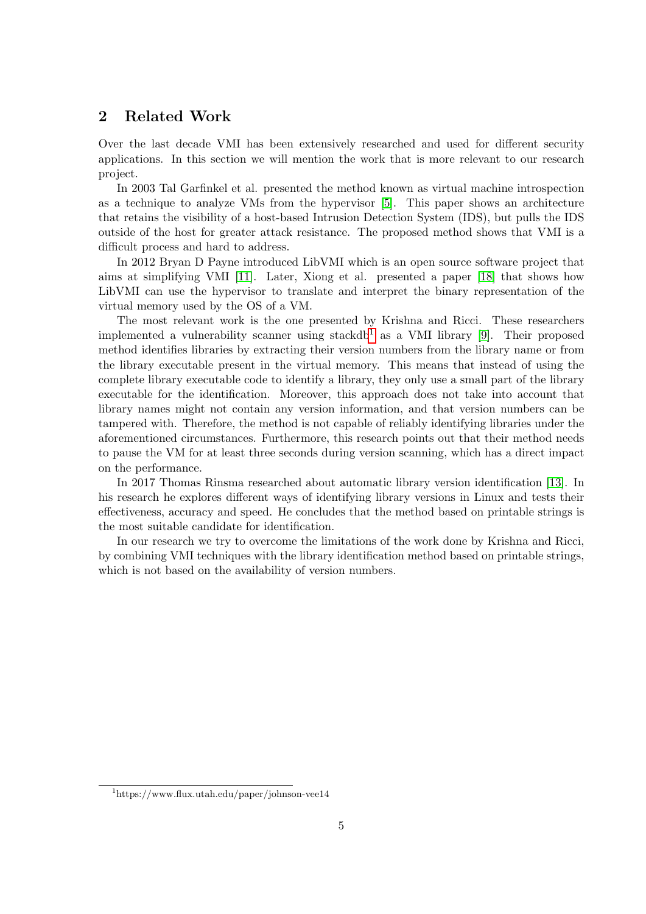## 2 Related Work

Over the last decade VMI has been extensively researched and used for different security applications. In this section we will mention the work that is more relevant to our research project.

In 2003 Tal Garfinkel et al. presented the method known as virtual machine introspection as a technique to analyze VMs from the hypervisor [5]. This paper shows an architecture that retains the visibility of a host-based Intrusion Detection System (IDS), but pulls the IDS outside of the host for greater attack resistance. The proposed method shows that VMI is a difficult process and hard to address.

In 2012 Bryan D Payne introduced LibVMI which is an open source software project that aims at simplifying VMI [11]. Later, Xiong et al. presented a paper [18] that shows how LibVMI can use the hypervisor to translate and interpret the binary representation of the virtual memory used by the OS of a VM.

The most relevant work is the one presented by Krishna and Ricci. These researchers implemented a vulnerability scanner using stackdb[1] as a VMI library [9]. Their proposed method identifies libraries by extracting their version numbers from the library name or from the library executable present in the virtual memory. This means that instead of using the complete library executable code to identify a library, they only use a small part of the library executable for the identification. Moreover, this approach does not take into account that library names might not contain any version information, and that version numbers can be tampered with. Therefore, the method is not capable of reliably identifying libraries under the aforementioned circumstances. Furthermore, this research points out that their method needs to pause the VM for at least three seconds during version scanning, which has a direct impact on the performance.

In 2017 Thomas Rinsma researched about automatic library version identification [13]. In his research he explores different ways of identifying library versions in Linux and tests their effectiveness, accuracy and speed. He concludes that the method based on printable strings is the most suitable candidate for identification.

In our research we try to overcome the limitations of the work done by Krishna and Ricci, by combining VMI techniques with the library identification method based on printable strings, which is not based on the availability of version numbers.

[1] https://www.flux.utah.edu/paper/johnson-vee14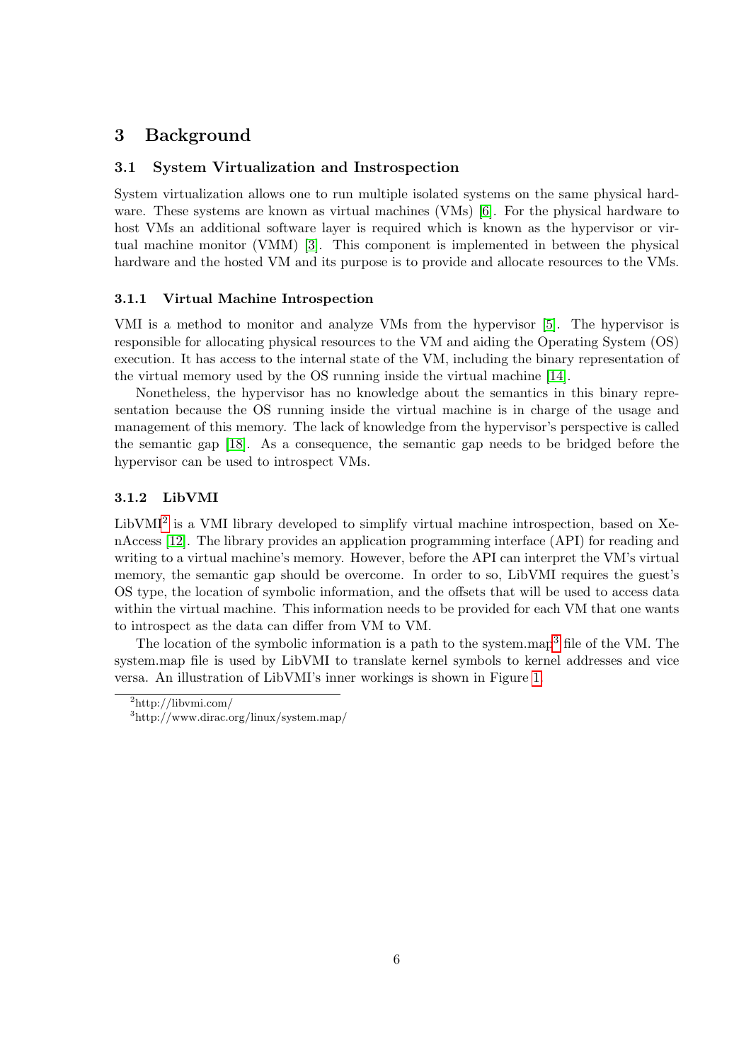# 3 Background

## 3.1 System Virtualization and Instrospection

System virtualization allows one to run multiple isolated systems on the same physical hardware. These systems are known as virtual machines (VMs) [6]. For the physical hardware to host VMs an additional software layer is required which is known as the hypervisor or virtual machine monitor (VMM) [3]. This component is implemented in between the physical hardware and the hosted VM and its purpose is to provide and allocate resources to the VMs.

### 3.1.1 Virtual Machine Introspection

VMI is a method to monitor and analyze VMs from the hypervisor [5]. The hypervisor is responsible for allocating physical resources to the VM and aiding the Operating System (OS) execution. It has access to the internal state of the VM, including the binary representation of the virtual memory used by the OS running inside the virtual machine [14].

Nonetheless, the hypervisor has no knowledge about the semantics in this binary representation because the OS running inside the virtual machine is in charge of the usage and management of this memory. The lack of knowledge from the hypervisor's perspective is called the semantic gap [18]. As a consequence, the semantic gap needs to be bridged before the hypervisor can be used to introspect VMs.

### 3.1.2 LibVMI

LibVMI[2] is a VMI library developed to simplify virtual machine introspection, based on XenAccess [12]. The library provides an application programming interface (API) for reading and writing to a virtual machine's memory. However, before the API can interpret the VM's virtual memory, the semantic gap should be overcome. In order to so, LibVMI requires the guest's OS type, the location of symbolic information, and the offsets that will be used to access data within the virtual machine. This information needs to be provided for each VM that one wants to introspect as the data can differ from VM to VM.

The location of the symbolic information is a path to the system.map[3] file of the VM. The system.map file is used by LibVMI to translate kernel symbols to kernel addresses and vice versa. An illustration of LibVMI's inner workings is shown in Figure 1.

[2] http://libvmi.com/

[3] http://www.dirac.org/linux/system.map/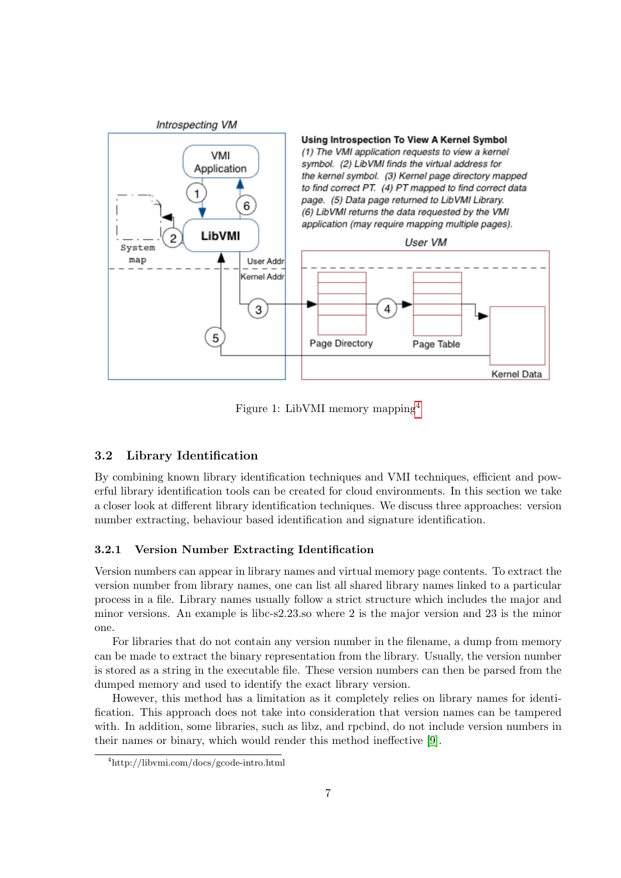Figure 1: LibVMI memory mapping[4]

### 3.2 Library Identification

By combining known library identification techniques and VMI techniques, efficient and powerful library identification tools can be created for cloud environments. In this section we take a closer look at different library identification techniques. We discuss three approaches: version number extracting, behaviour based identification and signature identification.

#### 3.2.1 Version Number Extracting Identification

Version numbers can appear in library names and virtual memory page contents. To extract the version number from library names, one can list all shared library names linked to a particular process in a file. Library names usually follow a strict structure which includes the major and minor versions. An example is libc-s2.23.so where 2 is the major version and 23 is the minor one.

For libraries that do not contain any version number in the filename, a dump from memory can be made to extract the binary representation from the library. Usually, the version number is stored as a string in the executable file. These version numbers can then be parsed from the dumped memory and used to identify the exact library version.

However, this method has a limitation as it completely relies on library names for identification. This approach does not take into consideration that version names can be tampered with. In addition, some libraries, such as libz, and rpcbind, do not include version numbers in their names or binary, which would render this method ineffective [9].

[4] http://libvmi.com/docs/gcode-intro.html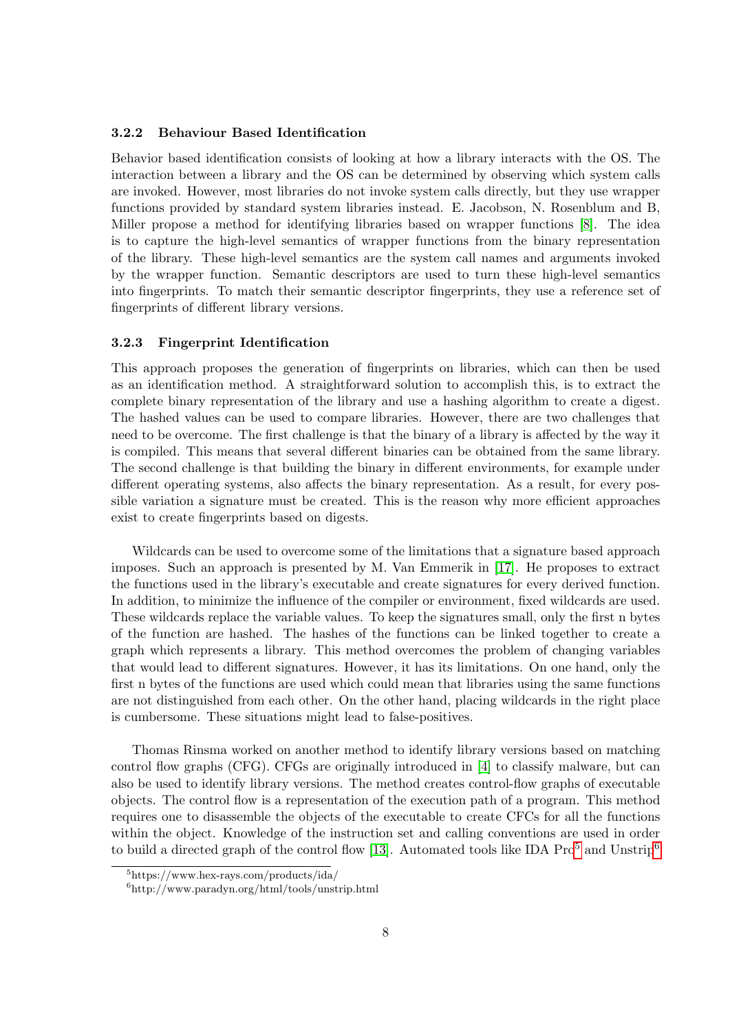### 3.2.2 Behaviour Based Identification

Behavior based identification consists of looking at how a library interacts with the OS. The interaction between a library and the OS can be determined by observing which system calls are invoked. However, most libraries do not invoke system calls directly, but they use wrapper functions provided by standard system libraries instead. E. Jacobson, N. Rosenblum and B, Miller propose a method for identifying libraries based on wrapper functions [8]. The idea is to capture the high-level semantics of wrapper functions from the binary representation of the library. These high-level semantics are the system call names and arguments invoked by the wrapper function. Semantic descriptors are used to turn these high-level semantics into fingerprints. To match their semantic descriptor fingerprints, they use a reference set of fingerprints of different library versions.

### 3.2.3 Fingerprint Identification

This approach proposes the generation of fingerprints on libraries, which can then be used as an identification method. A straightforward solution to accomplish this, is to extract the complete binary representation of the library and use a hashing algorithm to create a digest. The hashed values can be used to compare libraries. However, there are two challenges that need to be overcome. The first challenge is that the binary of a library is affected by the way it is compiled. This means that several different binaries can be obtained from the same library. The second challenge is that building the binary in different environments, for example under different operating systems, also affects the binary representation. As a result, for every possible variation a signature must be created. This is the reason why more efficient approaches exist to create fingerprints based on digests.

Wildcards can be used to overcome some of the limitations that a signature based approach imposes. Such an approach is presented by M. Van Emmerik in [17]. He proposes to extract the functions used in the library's executable and create signatures for every derived function. In addition, to minimize the influence of the compiler or environment, fixed wildcards are used. These wildcards replace the variable values. To keep the signatures small, only the first n bytes of the function are hashed. The hashes of the functions can be linked together to create a graph which represents a library. This method overcomes the problem of changing variables that would lead to different signatures. However, it has its limitations. On one hand, only the first n bytes of the functions are used which could mean that libraries using the same functions are not distinguished from each other. On the other hand, placing wildcards in the right place is cumbersome. These situations might lead to false-positives.

Thomas Rinsma worked on another method to identify library versions based on matching control flow graphs (CFG). CFGs are originally introduced in [4] to classify malware, but can also be used to identify library versions. The method creates control-flow graphs of executable objects. The control flow is a representation of the execution path of a program. This method requires one to disassemble the objects of the executable to create CFCs for all the functions within the object. Knowledge of the instruction set and calling conventions are used in order to build a directed graph of the control flow [13]. Automated tools like IDA Pro[5] and Unstrip[6]

[5] https://www.hex-rays.com/products/ida/

[6] http://www.paradyn.org/html/tools/unstrip.html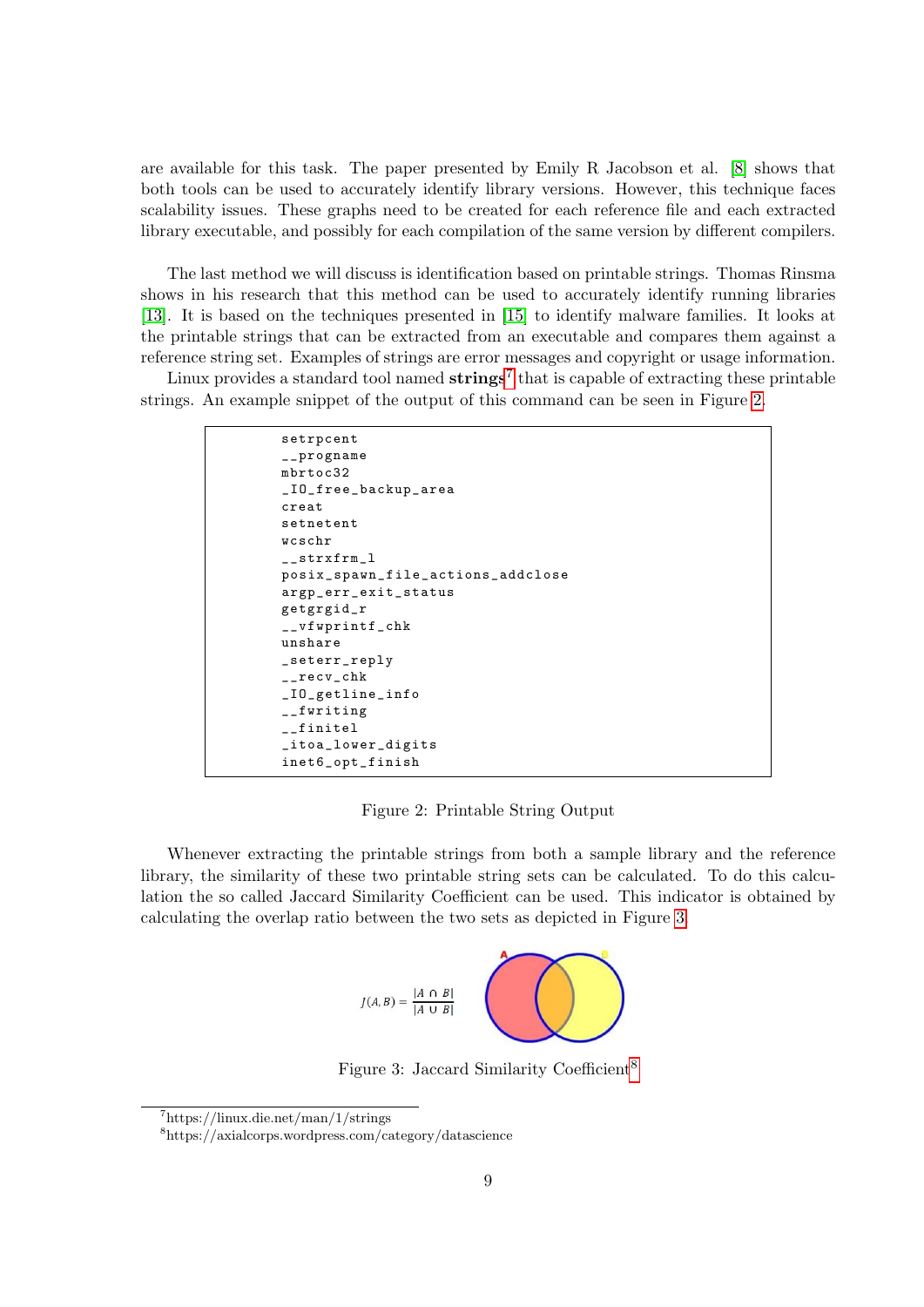are available for this task. The paper presented by Emily R Jacobson et al. [8] shows that both tools can be used to accurately identify library versions. However, this technique faces scalability issues. These graphs need to be created for each reference file and each extracted library executable, and possibly for each compilation of the same version by different compilers.

The last method we will discuss is identification based on printable strings. Thomas Rinsma shows in his research that this method can be used to accurately identify running libraries [13]. It is based on the techniques presented in [15] to identify malware families. It looks at the printable strings that can be extracted from an executable and compares them against a reference string set. Examples of strings are error messages and copyright or usage information.

Linux provides a standard tool named **strings**[7] that is capable of extracting these printable strings. An example snippet of the output of this command can be seen in Figure 2.

```
setrpcent
__progname
mbrtoc32
_IO_free_backup_area
creat
setnetent
wcschr
__strxfrm_l
posix_spawn_file_actions_addclose
argp_err_exit_status
getgrgid_r
__vfwprintf_chk
unshare
_seterr_reply
__recv_chk
_IO_getline_info
__fwriting
__finitel
_itoa_lower_digits
inet6_opt_finish
```

Figure 2: Printable String Output

Whenever extracting the printable strings from both a sample library and the reference library, the similarity of these two printable string sets can be calculated. To do this calculation the so called Jaccard Similarity Coefficient can be used. This indicator is obtained by calculating the overlap ratio between the two sets as depicted in Figure 3.

$$J(A, B) = \frac{|A \cap B|}{|A \cup B|}$$

Figure 3: Jaccard Similarity Coefficient[8]

[7] https://linux.die.net/man/1/strings

[8] https://axialcorps.wordpress.com/category/datascience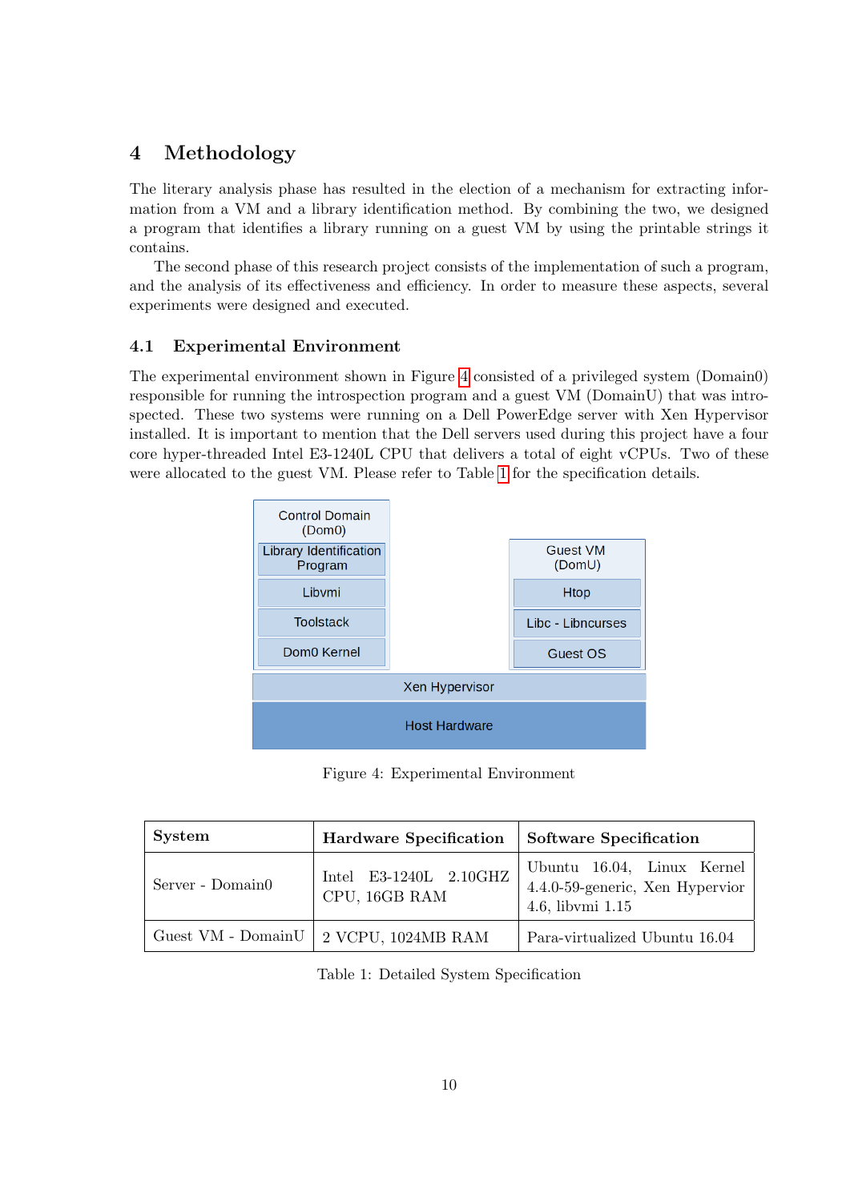# 4 Methodology

The literary analysis phase has resulted in the election of a mechanism for extracting information from a VM and a library identification method. By combining the two, we designed a program that identifies a library running on a guest VM by using the printable strings it contains.

The second phase of this research project consists of the implementation of such a program, and the analysis of its effectiveness and efficiency. In order to measure these aspects, several experiments were designed and executed.

## 4.1 Experimental Environment

The experimental environment shown in Figure 4 consisted of a privileged system (Domain0) responsible for running the introspection program and a guest VM (DomainU) that was introspected. These two systems were running on a Dell PowerEdge server with Xen Hypervisor installed. It is important to mention that the Dell servers used during this project have a four core hyper-threaded Intel E3-1240L CPU that delivers a total of eight vCPUs. Two of these were allocated to the guest VM. Please refer to Table 1 for the specification details.

Control Domain (Dom0): Library Identification Program, Libvmi, Toolstack, Dom0 Kernel

Guest VM (DomU): Htop, Libc - Libncurses, Guest OS

Xen Hypervisor

Host Hardware

Figure 4: Experimental Environment

| System | Hardware Specification | Software Specification |
|---|---|---|
| Server - Domain0 | Intel E3-1240L 2.10GHZ CPU, 16GB RAM | Ubuntu 16.04, Linux Kernel 4.4.0-59-generic, Xen Hypervior 4.6, libvmi 1.15 |
| Guest VM - DomainU | 2 VCPU, 1024MB RAM | Para-virtualized Ubuntu 16.04 |

Table 1: Detailed System Specification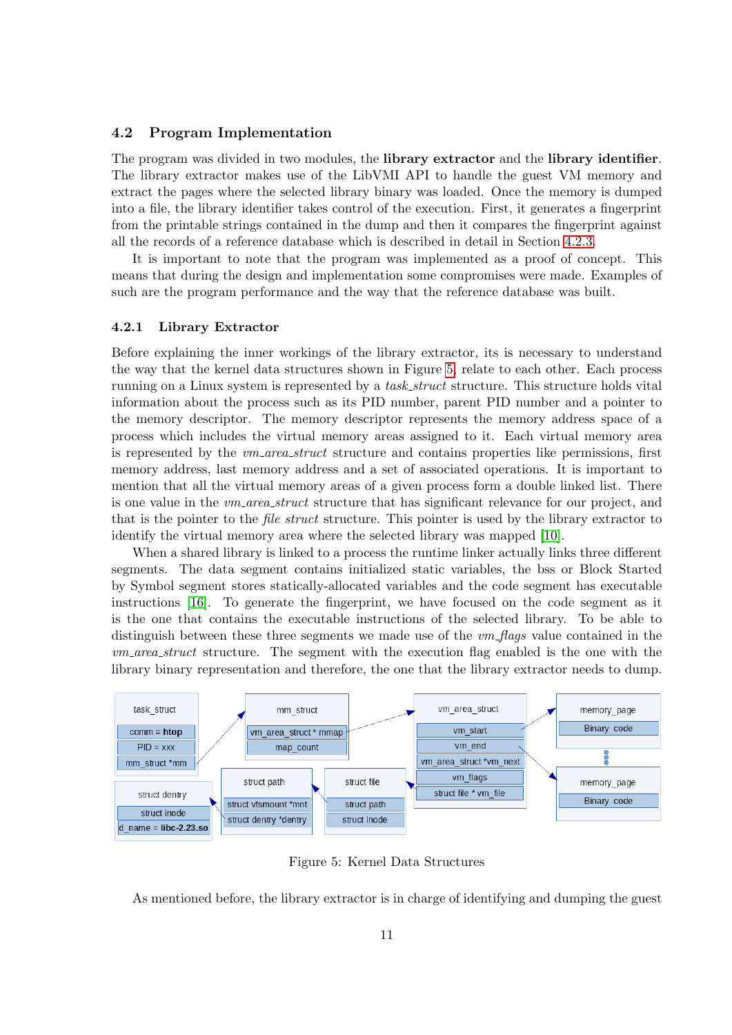### 4.2 Program Implementation

The program was divided in two modules, the **library extractor** and the **library identifier**. The library extractor makes use of the LibVMI API to handle the guest VM memory and extract the pages where the selected library binary was loaded. Once the memory is dumped into a file, the library identifier takes control of the execution. First, it generates a fingerprint from the printable strings contained in the dump and then it compares the fingerprint against all the records of a reference database which is described in detail in Section 4.2.3.

It is important to note that the program was implemented as a proof of concept. This means that during the design and implementation some compromises were made. Examples of such are the program performance and the way that the reference database was built.

#### 4.2.1 Library Extractor

Before explaining the inner workings of the library extractor, its is necessary to understand the way that the kernel data structures shown in Figure 5, relate to each other. Each process running on a Linux system is represented by a *task_struct* structure. This structure holds vital information about the process such as its PID number, parent PID number and a pointer to the memory descriptor. The memory descriptor represents the memory address space of a process which includes the virtual memory areas assigned to it. Each virtual memory area is represented by the *vm_area_struct* structure and contains properties like permissions, first memory address, last memory address and a set of associated operations. It is important to mention that all the virtual memory areas of a given process form a double linked list. There is one value in the *vm_area_struct* structure that has significant relevance for our project, and that is the pointer to the *file struct* structure. This pointer is used by the library extractor to identify the virtual memory area where the selected library was mapped [10].

When a shared library is linked to a process the runtime linker actually links three different segments. The data segment contains initialized static variables, the bss or Block Started by Symbol segment stores statically-allocated variables and the code segment has executable instructions [16]. To generate the fingerprint, we have focused on the code segment as it is the one that contains the executable instructions of the selected library. To be able to distinguish between these three segments we made use of the *vm_flags* value contained in the *vm_area_struct* structure. The segment with the execution flag enabled is the one with the library binary representation and therefore, the one that the library extractor needs to dump.

Figure 5: Kernel Data Structures

As mentioned before, the library extractor is in charge of identifying and dumping the guest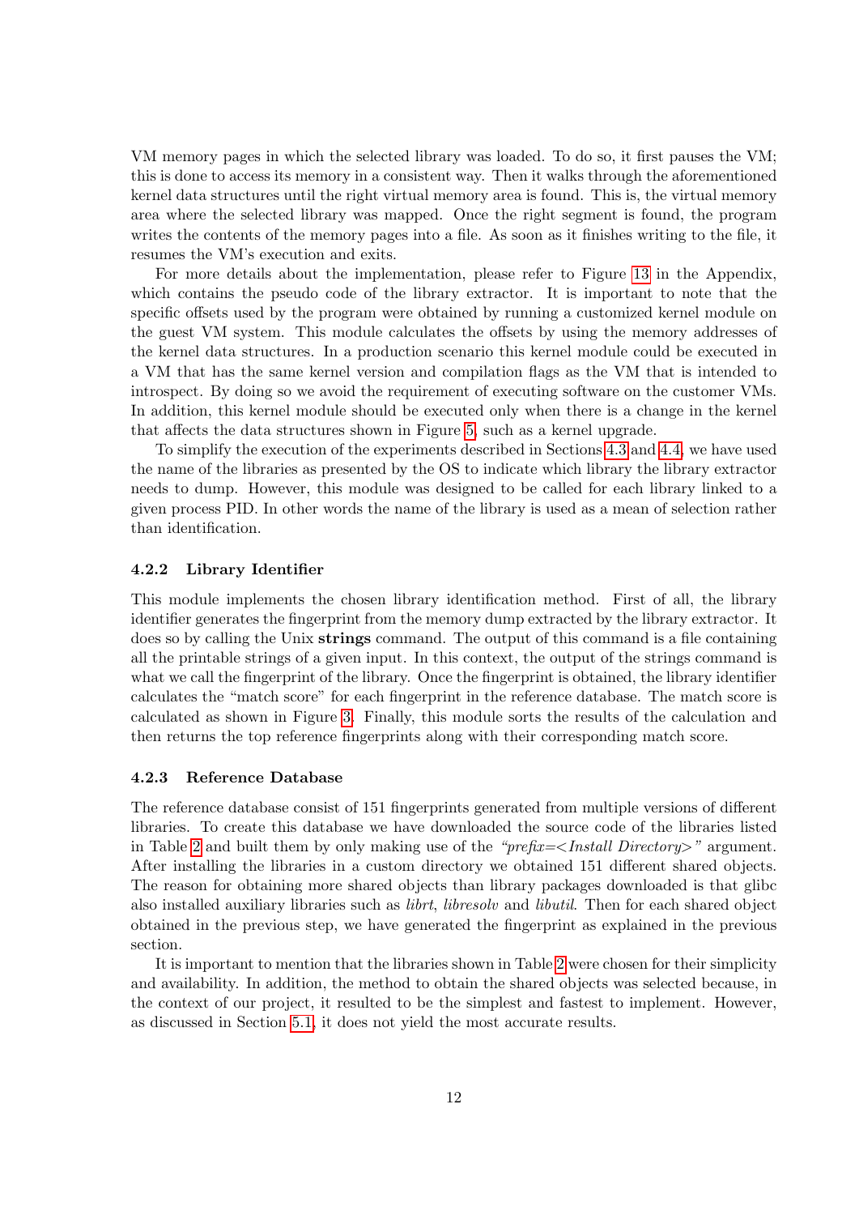VM memory pages in which the selected library was loaded. To do so, it first pauses the VM; this is done to access its memory in a consistent way. Then it walks through the aforementioned kernel data structures until the right virtual memory area is found. This is, the virtual memory area where the selected library was mapped. Once the right segment is found, the program writes the contents of the memory pages into a file. As soon as it finishes writing to the file, it resumes the VM's execution and exits.

For more details about the implementation, please refer to Figure 13 in the Appendix, which contains the pseudo code of the library extractor. It is important to note that the specific offsets used by the program were obtained by running a customized kernel module on the guest VM system. This module calculates the offsets by using the memory addresses of the kernel data structures. In a production scenario this kernel module could be executed in a VM that has the same kernel version and compilation flags as the VM that is intended to introspect. By doing so we avoid the requirement of executing software on the customer VMs. In addition, this kernel module should be executed only when there is a change in the kernel that affects the data structures shown in Figure 5, such as a kernel upgrade.

To simplify the execution of the experiments described in Sections 4.3 and 4.4, we have used the name of the libraries as presented by the OS to indicate which library the library extractor needs to dump. However, this module was designed to be called for each library linked to a given process PID. In other words the name of the library is used as a mean of selection rather than identification.

### 4.2.2 Library Identifier

This module implements the chosen library identification method. First of all, the library identifier generates the fingerprint from the memory dump extracted by the library extractor. It does so by calling the Unix **strings** command. The output of this command is a file containing all the printable strings of a given input. In this context, the output of the strings command is what we call the fingerprint of the library. Once the fingerprint is obtained, the library identifier calculates the "match score" for each fingerprint in the reference database. The match score is calculated as shown in Figure 3. Finally, this module sorts the results of the calculation and then returns the top reference fingerprints along with their corresponding match score.

### 4.2.3 Reference Database

The reference database consist of 151 fingerprints generated from multiple versions of different libraries. To create this database we have downloaded the source code of the libraries listed in Table 2 and built them by only making use of the *"prefix=<Install Directory>"* argument. After installing the libraries in a custom directory we obtained 151 different shared objects. The reason for obtaining more shared objects than library packages downloaded is that glibc also installed auxiliary libraries such as *librt*, *libresolv* and *libutil*. Then for each shared object obtained in the previous step, we have generated the fingerprint as explained in the previous section.

It is important to mention that the libraries shown in Table 2 were chosen for their simplicity and availability. In addition, the method to obtain the shared objects was selected because, in the context of our project, it resulted to be the simplest and fastest to implement. However, as discussed in Section 5.1, it does not yield the most accurate results.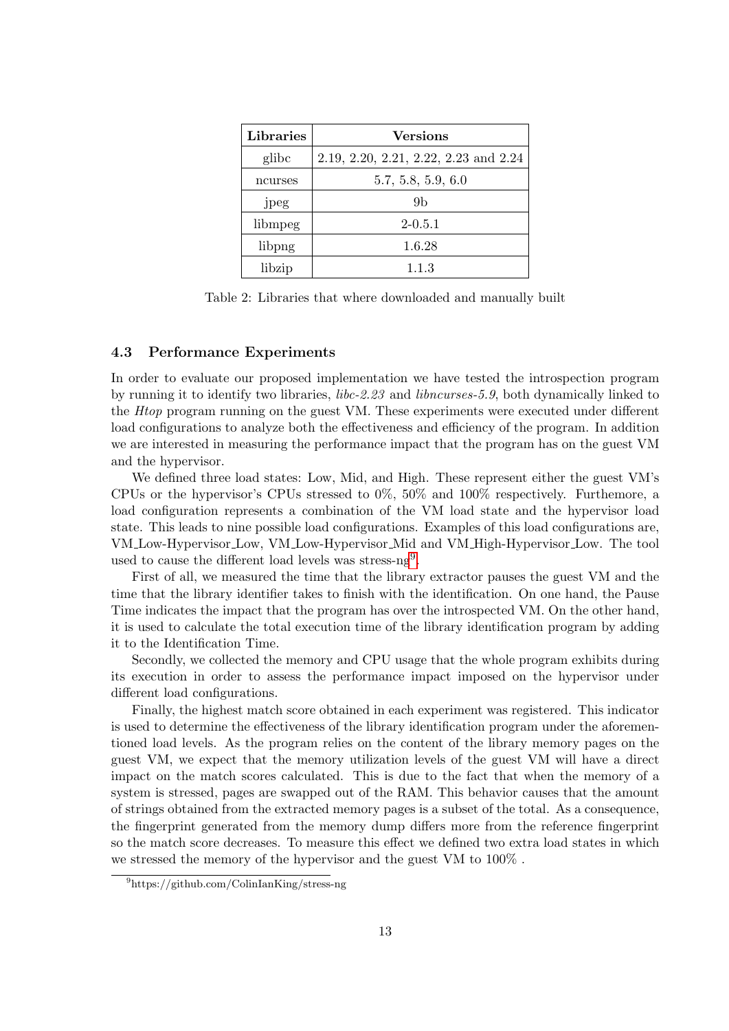| Libraries | Versions |
|---|---|
| glibc | 2.19, 2.20, 2.21, 2.22, 2.23 and 2.24 |
| ncurses | 5.7, 5.8, 5.9, 6.0 |
| jpeg | 9b |
| libmpeg | 2-0.5.1 |
| libpng | 1.6.28 |
| libzip | 1.1.3 |

Table 2: Libraries that where downloaded and manually built

### 4.3 Performance Experiments

In order to evaluate our proposed implementation we have tested the introspection program by running it to identify two libraries, *libc-2.23* and *libncurses-5.9*, both dynamically linked to the *Htop* program running on the guest VM. These experiments were executed under different load configurations to analyze both the effectiveness and efficiency of the program. In addition we are interested in measuring the performance impact that the program has on the guest VM and the hypervisor.

We defined three load states: Low, Mid, and High. These represent either the guest VM's CPUs or the hypervisor's CPUs stressed to 0%, 50% and 100% respectively. Furthermore, a load configuration represents a combination of the VM load state and the hypervisor load state. This leads to nine possible load configurations. Examples of this load configurations are, VM_Low-Hypervisor_Low, VM_Low-Hypervisor_Mid and VM_High-Hypervisor_Low. The tool used to cause the different load levels was stress-ng[9].

First of all, we measured the time that the library extractor pauses the guest VM and the time that the library identifier takes to finish with the identification. On one hand, the Pause Time indicates the impact that the program has over the introspected VM. On the other hand, it is used to calculate the total execution time of the library identification program by adding it to the Identification Time.

Secondly, we collected the memory and CPU usage that the whole program exhibits during its execution in order to assess the performance impact imposed on the hypervisor under different load configurations.

Finally, the highest match score obtained in each experiment was registered. This indicator is used to determine the effectiveness of the library identification program under the aforementioned load levels. As the program relies on the content of the library memory pages on the guest VM, we expect that the memory utilization levels of the guest VM will have a direct impact on the match scores calculated. This is due to the fact that when the memory of a system is stressed, pages are swapped out of the RAM. This behavior causes that the amount of strings obtained from the extracted memory pages is a subset of the total. As a consequence, the fingerprint generated from the memory dump differs more from the reference fingerprint so the match score decreases. To measure this effect we defined two extra load states in which we stressed the memory of the hypervisor and the guest VM to 100% .

[9] https://github.com/ColinIanKing/stress-ng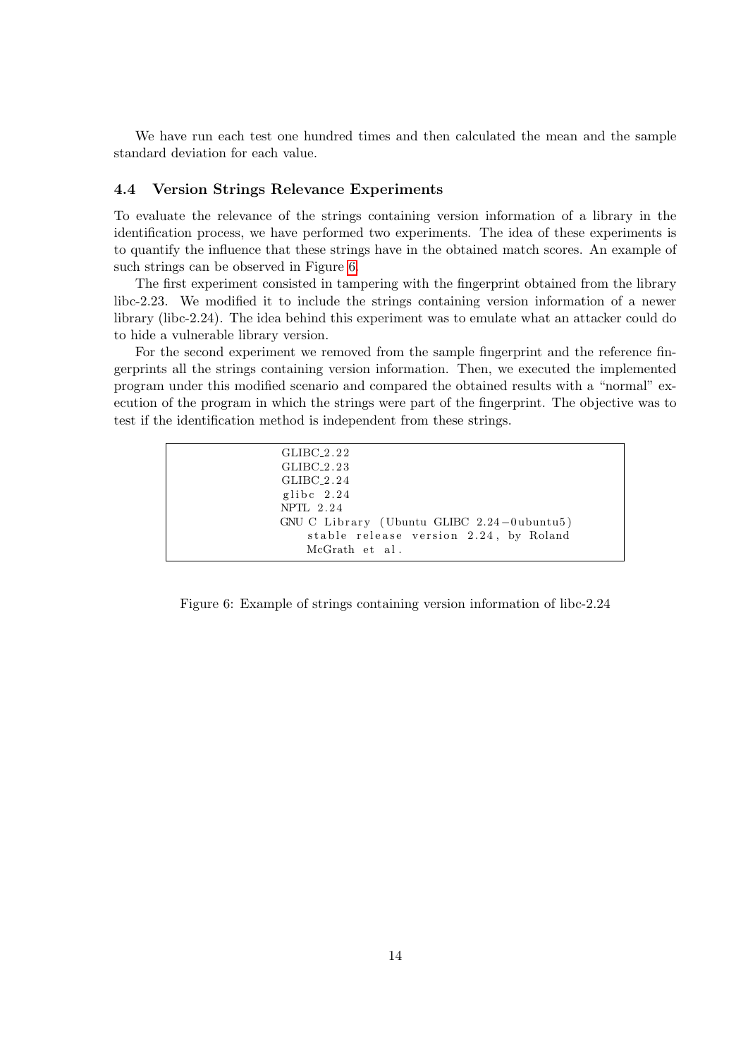We have run each test one hundred times and then calculated the mean and the sample standard deviation for each value.

### 4.4 Version Strings Relevance Experiments

To evaluate the relevance of the strings containing version information of a library in the identification process, we have performed two experiments. The idea of these experiments is to quantify the influence that these strings have in the obtained match scores. An example of such strings can be observed in Figure 6.

The first experiment consisted in tampering with the fingerprint obtained from the library libc-2.23. We modified it to include the strings containing version information of a newer library (libc-2.24). The idea behind this experiment was to emulate what an attacker could do to hide a vulnerable library version.

For the second experiment we removed from the sample fingerprint and the reference fingerprints all the strings containing version information. Then, we executed the implemented program under this modified scenario and compared the obtained results with a "normal" execution of the program in which the strings were part of the fingerprint. The objective was to test if the identification method is independent from these strings.

```
GLIBC_2.22
GLIBC_2.23
GLIBC_2.24
glibc 2.24
NPTL 2.24
GNU C Library (Ubuntu GLIBC 2.24-0ubuntu5)
    stable release version 2.24, by Roland
    McGrath et al.
```

Figure 6: Example of strings containing version information of libc-2.24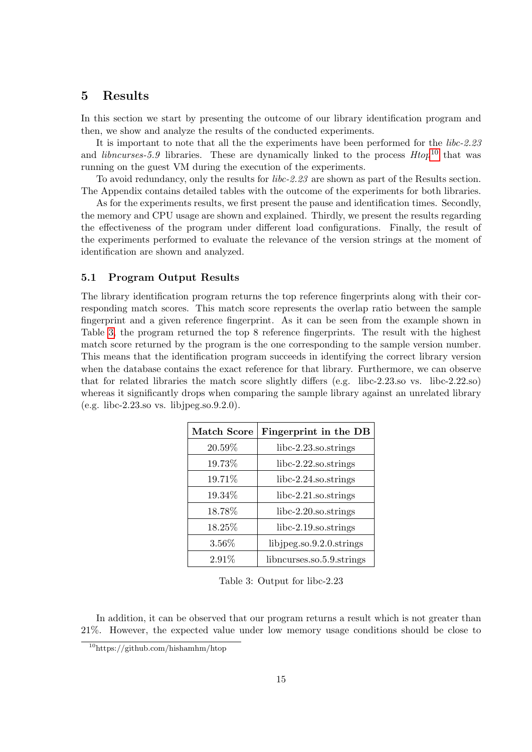## 5 Results

In this section we start by presenting the outcome of our library identification program and then, we show and analyze the results of the conducted experiments.

It is important to note that all the the experiments have been performed for the *libc-2.23* and *libncurses-5.9* libraries. These are dynamically linked to the process *Htop*[10] that was running on the guest VM during the execution of the experiments.

To avoid redundancy, only the results for *libc-2.23* are shown as part of the Results section. The Appendix contains detailed tables with the outcome of the experiments for both libraries.

As for the experiments results, we first present the pause and identification times. Secondly, the memory and CPU usage are shown and explained. Thirdly, we present the results regarding the effectiveness of the program under different load configurations. Finally, the result of the experiments performed to evaluate the relevance of the version strings at the moment of identification are shown and analyzed.

### 5.1 Program Output Results

The library identification program returns the top reference fingerprints along with their corresponding match scores. This match score represents the overlap ratio between the sample fingerprint and a given reference fingerprint. As it can be seen from the example shown in Table 3, the program returned the top 8 reference fingerprints. The result with the highest match score returned by the program is the one corresponding to the sample version number. This means that the identification program succeeds in identifying the correct library version when the database contains the exact reference for that library. Furthermore, we can observe that for related libraries the match score slightly differs (e.g. libc-2.23.so vs. libc-2.22.so) whereas it significantly drops when comparing the sample library against an unrelated library (e.g. libc-2.23.so vs. libjpeg.so.9.2.0).

| Match Score | Fingerprint in the DB |
|---|---|
| 20.59% | libc-2.23.so.strings |
| 19.73% | libc-2.22.so.strings |
| 19.71% | libc-2.24.so.strings |
| 19.34% | libc-2.21.so.strings |
| 18.78% | libc-2.20.so.strings |
| 18.25% | libc-2.19.so.strings |
| 3.56% | libjpeg.so.9.2.0.strings |
| 2.91% | libncurses.so.5.9.strings |

Table 3: Output for libc-2.23

In addition, it can be observed that our program returns a result which is not greater than 21%. However, the expected value under low memory usage conditions should be close to

[10] https://github.com/hishamhm/htop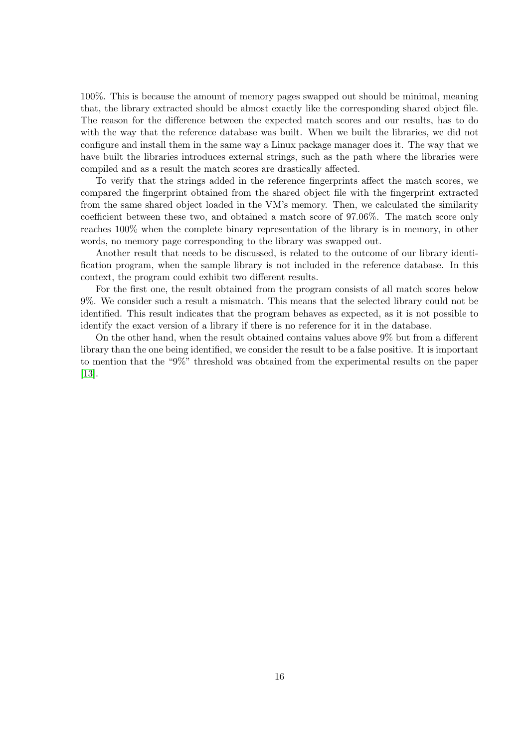100%. This is because the amount of memory pages swapped out should be minimal, meaning that, the library extracted should be almost exactly like the corresponding shared object file. The reason for the difference between the expected match scores and our results, has to do with the way that the reference database was built. When we built the libraries, we did not configure and install them in the same way a Linux package manager does it. The way that we have built the libraries introduces external strings, such as the path where the libraries were compiled and as a result the match scores are drastically affected.

To verify that the strings added in the reference fingerprints affect the match scores, we compared the fingerprint obtained from the shared object file with the fingerprint extracted from the same shared object loaded in the VM's memory. Then, we calculated the similarity coefficient between these two, and obtained a match score of 97.06%. The match score only reaches 100% when the complete binary representation of the library is in memory, in other words, no memory page corresponding to the library was swapped out.

Another result that needs to be discussed, is related to the outcome of our library identification program, when the sample library is not included in the reference database. In this context, the program could exhibit two different results.

For the first one, the result obtained from the program consists of all match scores below 9%. We consider such a result a mismatch. This means that the selected library could not be identified. This result indicates that the program behaves as expected, as it is not possible to identify the exact version of a library if there is no reference for it in the database.

On the other hand, when the result obtained contains values above 9% but from a different library than the one being identified, we consider the result to be a false positive. It is important to mention that the "9%" threshold was obtained from the experimental results on the paper [13].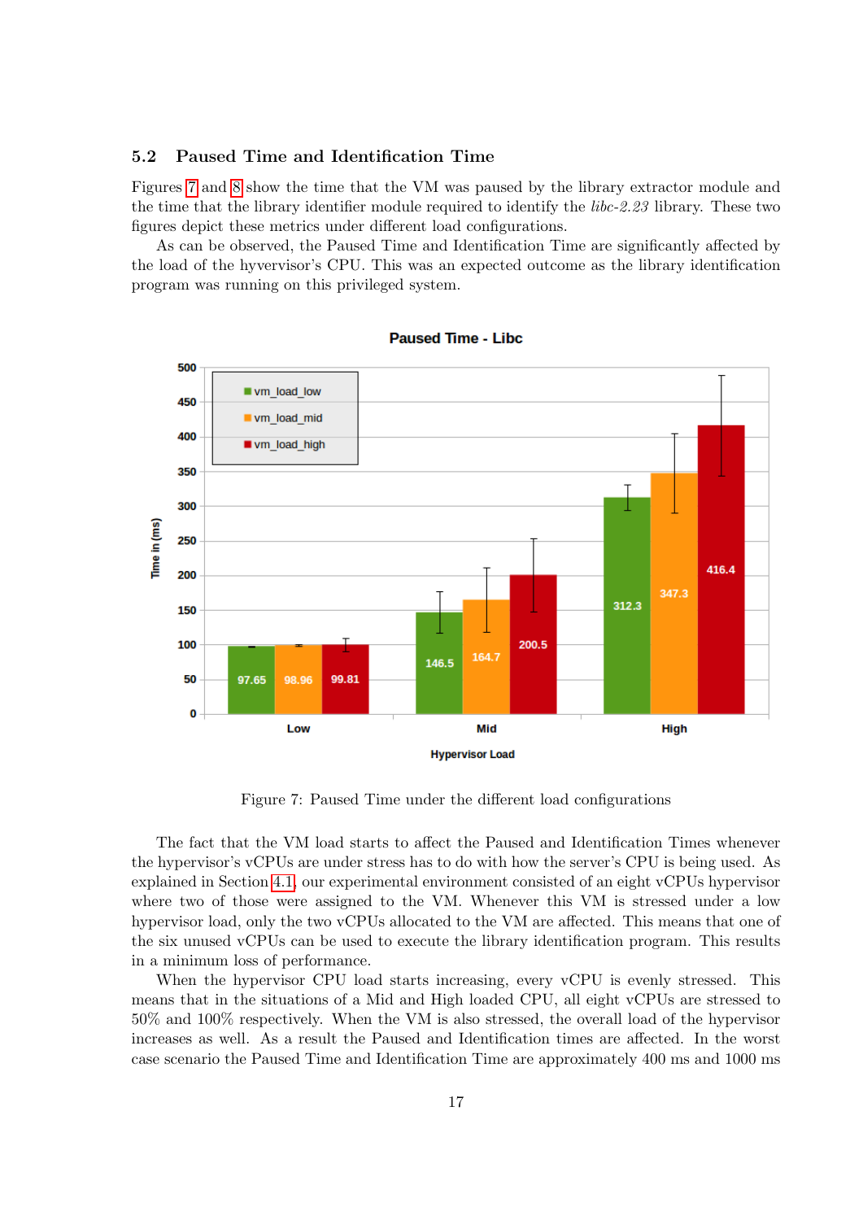## 5.2 Paused Time and Identification Time

Figures 7 and 8 show the time that the VM was paused by the library extractor module and the time that the library identifier module required to identify the *libc-2.23* library. These two figures depict these metrics under different load configurations.

As can be observed, the Paused Time and Identification Time are significantly affected by the load of the hyvervisor's CPU. This was an expected outcome as the library identification program was running on this privileged system.

Figure 7: Paused Time under the different load configurations

The fact that the VM load starts to affect the Paused and Identification Times whenever the hypervisor's vCPUs are under stress has to do with how the server's CPU is being used. As explained in Section 4.1, our experimental environment consisted of an eight vCPUs hypervisor where two of those were assigned to the VM. Whenever this VM is stressed under a low hypervisor load, only the two vCPUs allocated to the VM are affected. This means that one of the six unused vCPUs can be used to execute the library identification program. This results in a minimum loss of performance.

When the hypervisor CPU load starts increasing, every vCPU is evenly stressed. This means that in the situations of a Mid and High loaded CPU, all eight vCPUs are stressed to 50% and 100% respectively. When the VM is also stressed, the overall load of the hypervisor increases as well. As a result the Paused and Identification times are affected. In the worst case scenario the Paused Time and Identification Time are approximately 400 ms and 1000 ms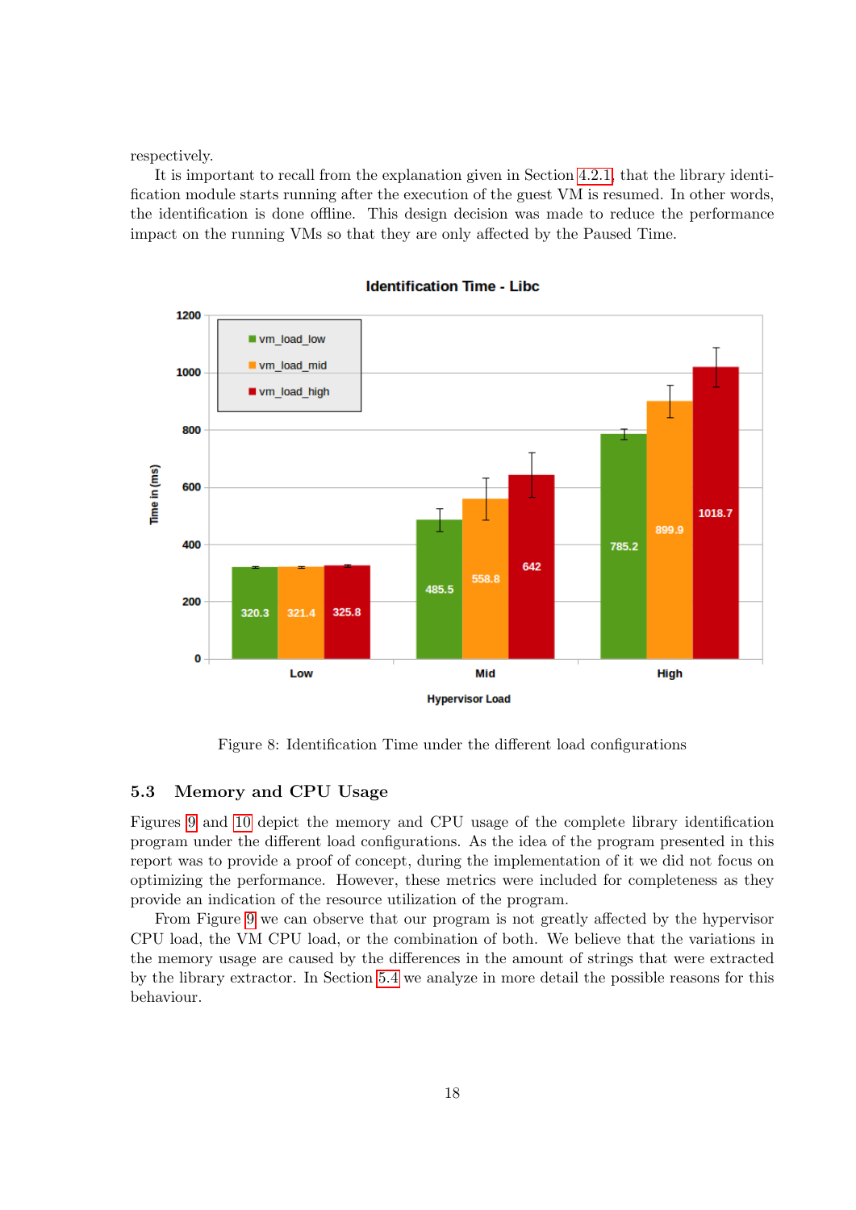respectively.

It is important to recall from the explanation given in Section 4.2.1, that the library identification module starts running after the execution of the guest VM is resumed. In other words, the identification is done offline. This design decision was made to reduce the performance impact on the running VMs so that they are only affected by the Paused Time.

Figure 8: Identification Time under the different load configurations

## 5.3 Memory and CPU Usage

Figures 9 and 10 depict the memory and CPU usage of the complete library identification program under the different load configurations. As the idea of the program presented in this report was to provide a proof of concept, during the implementation of it we did not focus on optimizing the performance. However, these metrics were included for completeness as they provide an indication of the resource utilization of the program.

From Figure 9 we can observe that our program is not greatly affected by the hypervisor CPU load, the VM CPU load, or the combination of both. We believe that the variations in the memory usage are caused by the differences in the amount of strings that were extracted by the library extractor. In Section 5.4 we analyze in more detail the possible reasons for this behaviour.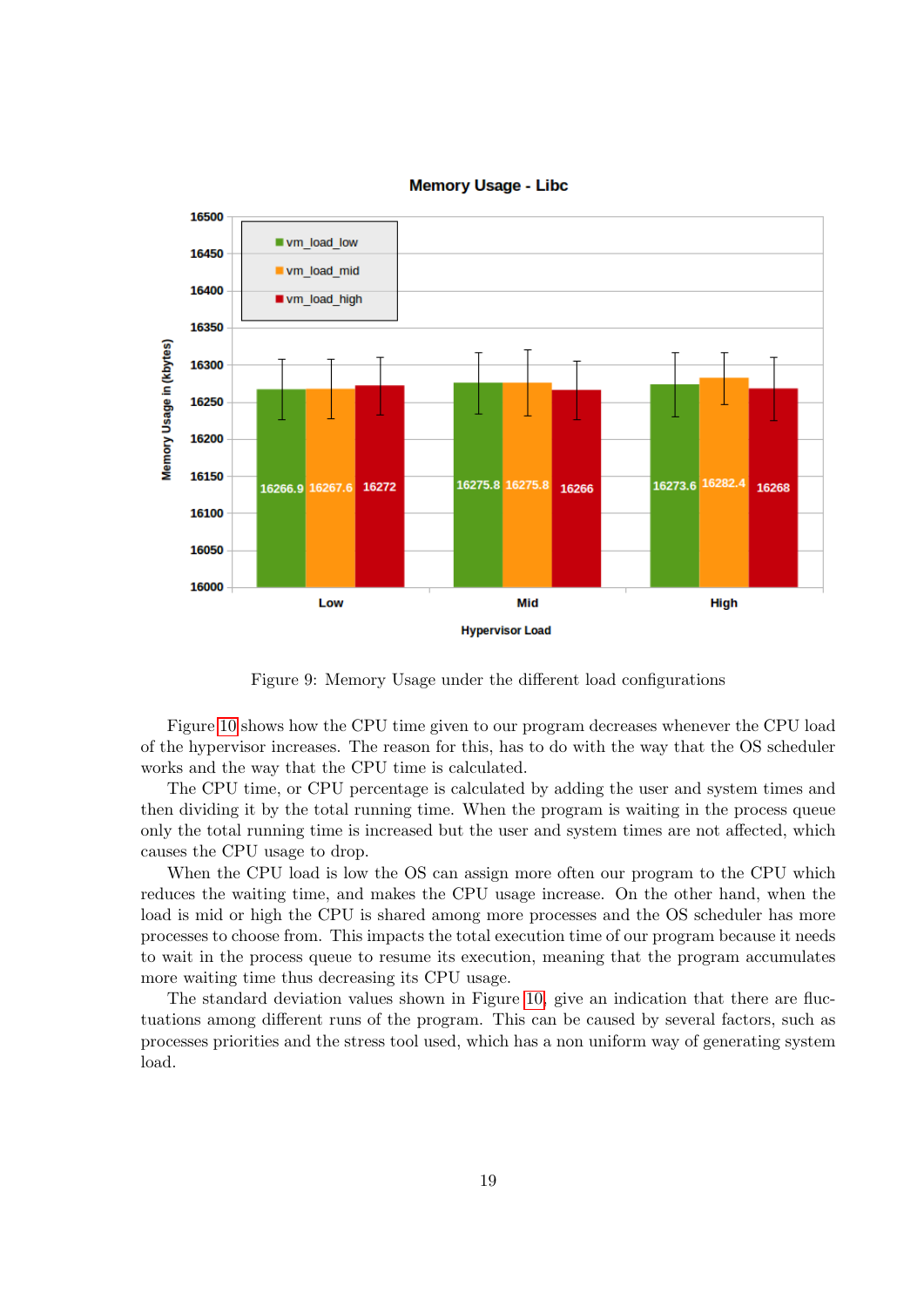Figure 9: Memory Usage under the different load configurations

Figure 10 shows how the CPU time given to our program decreases whenever the CPU load of the hypervisor increases. The reason for this, has to do with the way that the OS scheduler works and the way that the CPU time is calculated.

The CPU time, or CPU percentage is calculated by adding the user and system times and then dividing it by the total running time. When the program is waiting in the process queue only the total running time is increased but the user and system times are not affected, which causes the CPU usage to drop.

When the CPU load is low the OS can assign more often our program to the CPU which reduces the waiting time, and makes the CPU usage increase. On the other hand, when the load is mid or high the CPU is shared among more processes and the OS scheduler has more processes to choose from. This impacts the total execution time of our program because it needs to wait in the process queue to resume its execution, meaning that the program accumulates more waiting time thus decreasing its CPU usage.

The standard deviation values shown in Figure 10, give an indication that there are fluctuations among different runs of the program. This can be caused by several factors, such as processes priorities and the stress tool used, which has a non uniform way of generating system load.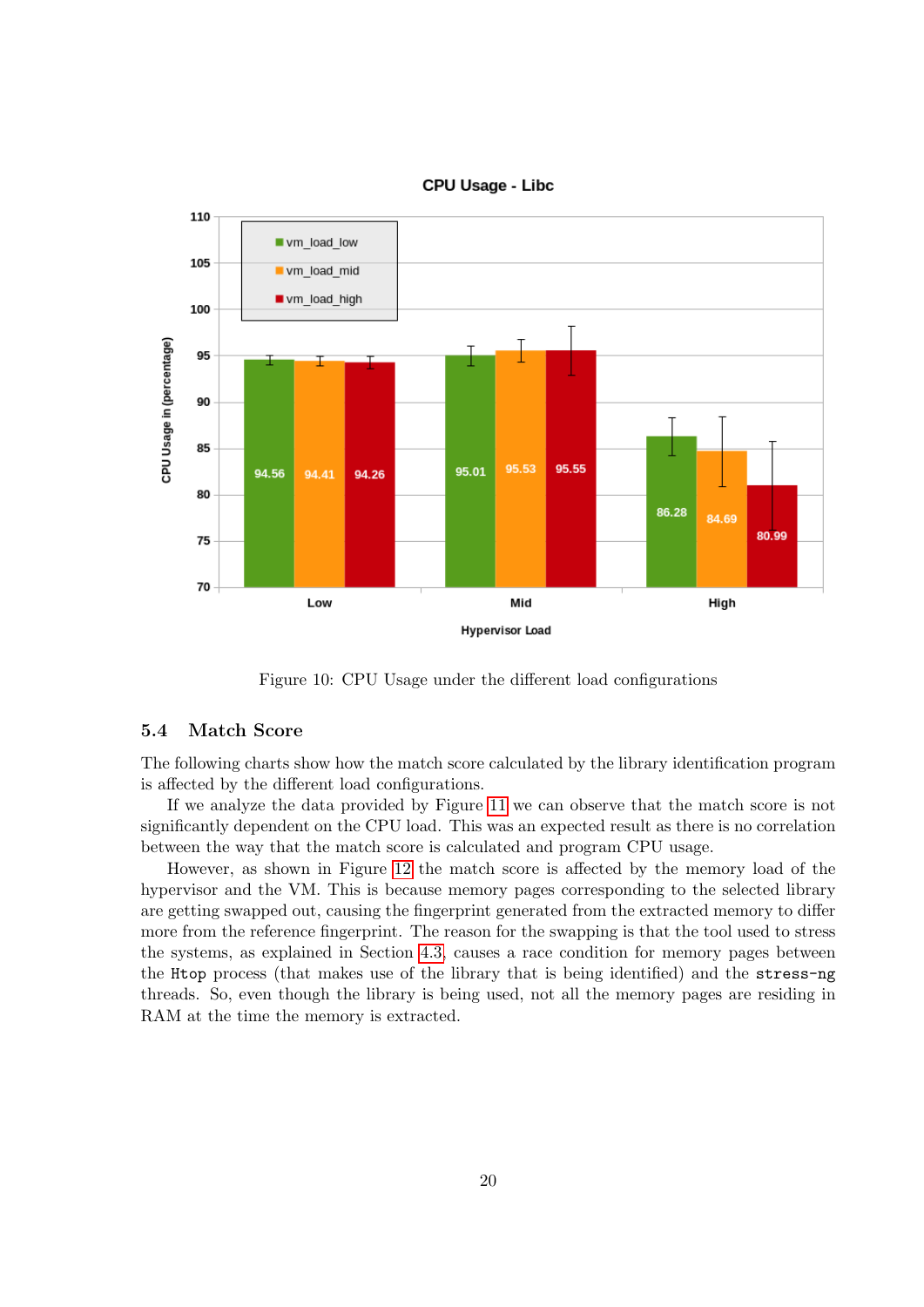Figure 10: CPU Usage under the different load configurations

### 5.4 Match Score

The following charts show how the match score calculated by the library identification program is affected by the different load configurations.

If we analyze the data provided by Figure 11 we can observe that the match score is not significantly dependent on the CPU load. This was an expected result as there is no correlation between the way that the match score is calculated and program CPU usage.

However, as shown in Figure 12 the match score is affected by the memory load of the hypervisor and the VM. This is because memory pages corresponding to the selected library are getting swapped out, causing the fingerprint generated from the extracted memory to differ more from the reference fingerprint. The reason for the swapping is that the tool used to stress the systems, as explained in Section 4.3, causes a race condition for memory pages between the `Htop` process (that makes use of the library that is being identified) and the `stress-ng` threads. So, even though the library is being used, not all the memory pages are residing in RAM at the time the memory is extracted.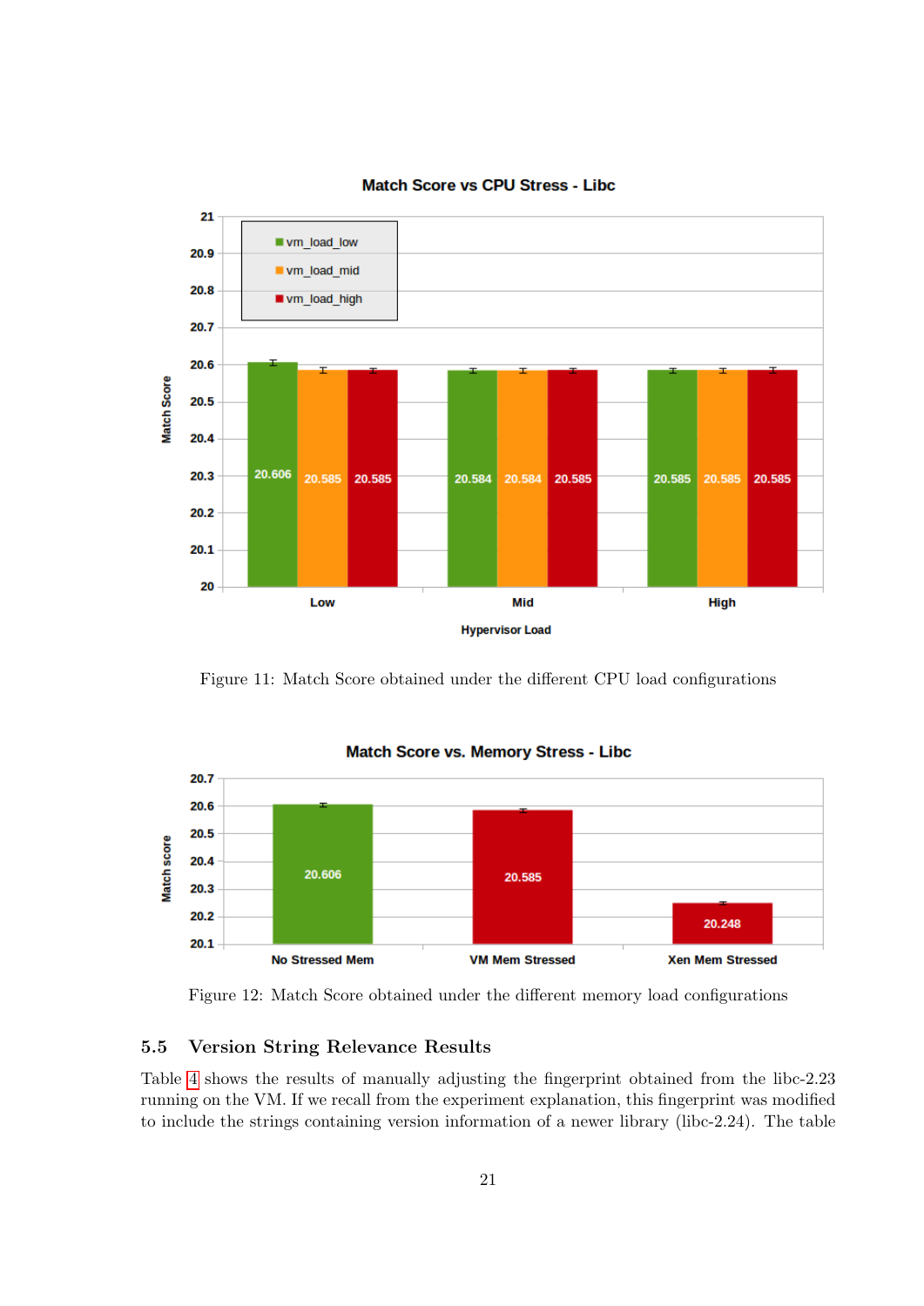Figure 11: Match Score obtained under the different CPU load configurations

Figure 12: Match Score obtained under the different memory load configurations

## 5.5 Version String Relevance Results

Table 4 shows the results of manually adjusting the fingerprint obtained from the libc-2.23 running on the VM. If we recall from the experiment explanation, this fingerprint was modified to include the strings containing version information of a newer library (libc-2.24). The table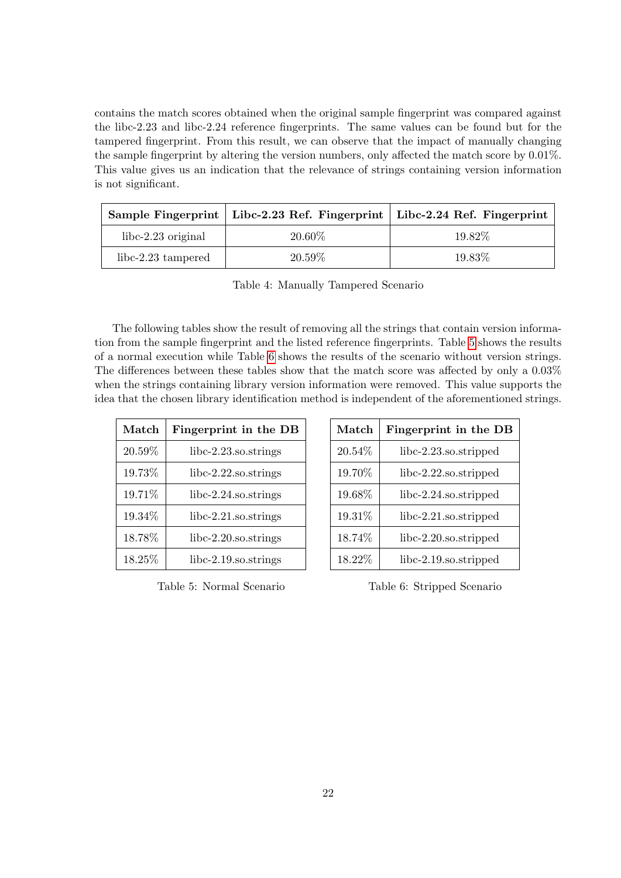contains the match scores obtained when the original sample fingerprint was compared against the libc-2.23 and libc-2.24 reference fingerprints. The same values can be found but for the tampered fingerprint. From this result, we can observe that the impact of manually changing the sample fingerprint by altering the version numbers, only affected the match score by 0.01%. This value gives us an indication that the relevance of strings containing version information is not significant.

| Sample Fingerprint | Libc-2.23 Ref. Fingerprint | Libc-2.24 Ref. Fingerprint |
|---|---|---|
| libc-2.23 original | 20.60% | 19.82% |
| libc-2.23 tampered | 20.59% | 19.83% |

Table 4: Manually Tampered Scenario

The following tables show the result of removing all the strings that contain version information from the sample fingerprint and the listed reference fingerprints. Table 5 shows the results of a normal execution while Table 6 shows the results of the scenario without version strings. The differences between these tables show that the match score was affected by only a 0.03% when the strings containing library version information were removed. This value supports the idea that the chosen library identification method is independent of the aforementioned strings.

| Match | Fingerprint in the DB |
|---|---|
| 20.59% | libc-2.23.so.strings |
| 19.73% | libc-2.22.so.strings |
| 19.71% | libc-2.24.so.strings |
| 19.34% | libc-2.21.so.strings |
| 18.78% | libc-2.20.so.strings |
| 18.25% | libc-2.19.so.strings |

Table 5: Normal Scenario

| Match | Fingerprint in the DB |
|---|---|
| 20.54% | libc-2.23.so.stripped |
| 19.70% | libc-2.22.so.stripped |
| 19.68% | libc-2.24.so.stripped |
| 19.31% | libc-2.21.so.stripped |
| 18.74% | libc-2.20.so.stripped |
| 18.22% | libc-2.19.so.stripped |

Table 6: Stripped Scenario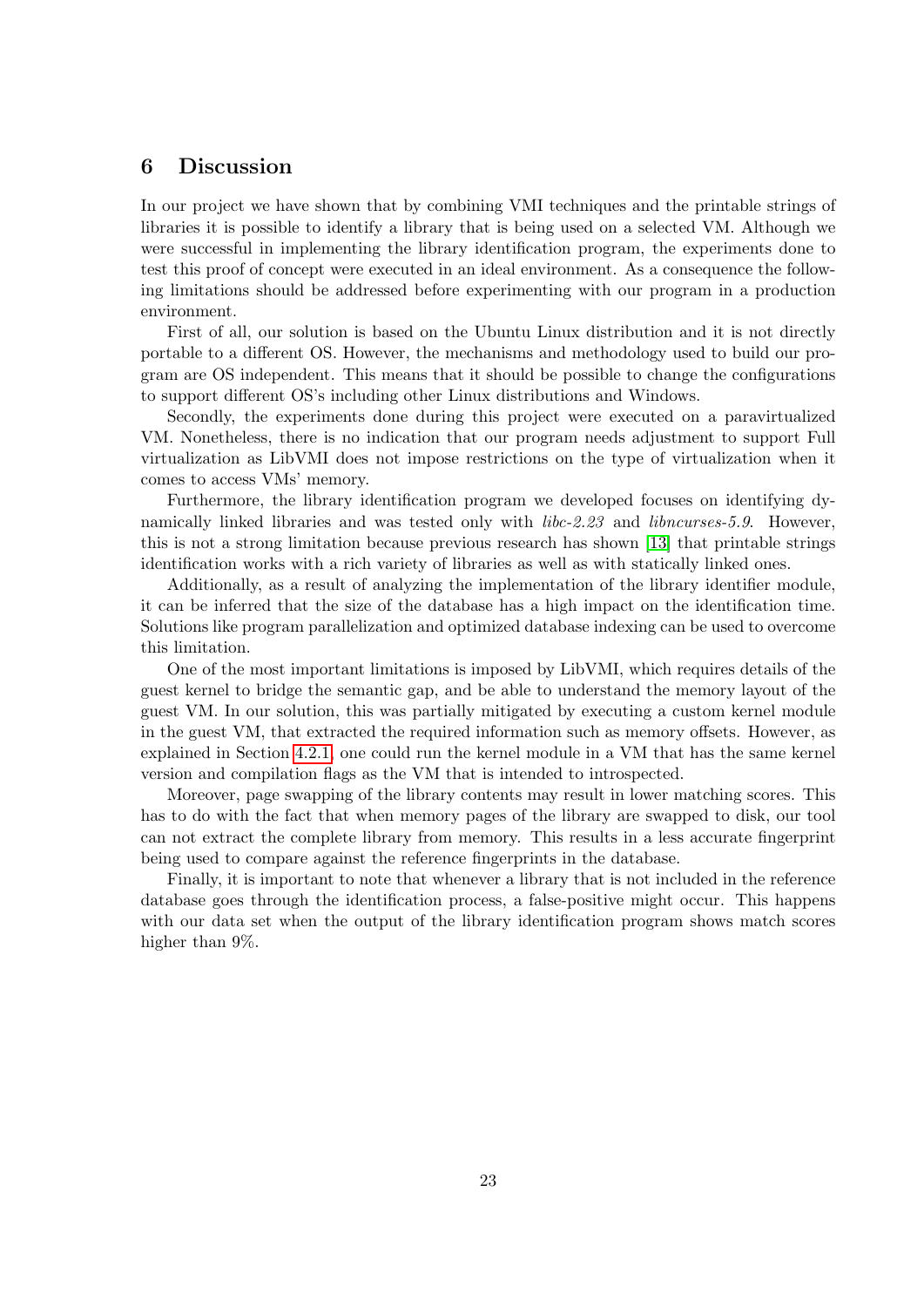## 6 Discussion

In our project we have shown that by combining VMI techniques and the printable strings of libraries it is possible to identify a library that is being used on a selected VM. Although we were successful in implementing the library identification program, the experiments done to test this proof of concept were executed in an ideal environment. As a consequence the following limitations should be addressed before experimenting with our program in a production environment.

First of all, our solution is based on the Ubuntu Linux distribution and it is not directly portable to a different OS. However, the mechanisms and methodology used to build our program are OS independent. This means that it should be possible to change the configurations to support different OS's including other Linux distributions and Windows.

Secondly, the experiments done during this project were executed on a paravirtualized VM. Nonetheless, there is no indication that our program needs adjustment to support Full virtualization as LibVMI does not impose restrictions on the type of virtualization when it comes to access VMs' memory.

Furthermore, the library identification program we developed focuses on identifying dynamically linked libraries and was tested only with *libc-2.23* and *libncurses-5.9*. However, this is not a strong limitation because previous research has shown [13] that printable strings identification works with a rich variety of libraries as well as with statically linked ones.

Additionally, as a result of analyzing the implementation of the library identifier module, it can be inferred that the size of the database has a high impact on the identification time. Solutions like program parallelization and optimized database indexing can be used to overcome this limitation.

One of the most important limitations is imposed by LibVMI, which requires details of the guest kernel to bridge the semantic gap, and be able to understand the memory layout of the guest VM. In our solution, this was partially mitigated by executing a custom kernel module in the guest VM, that extracted the required information such as memory offsets. However, as explained in Section 4.2.1, one could run the kernel module in a VM that has the same kernel version and compilation flags as the VM that is intended to introspected.

Moreover, page swapping of the library contents may result in lower matching scores. This has to do with the fact that when memory pages of the library are swapped to disk, our tool can not extract the complete library from memory. This results in a less accurate fingerprint being used to compare against the reference fingerprints in the database.

Finally, it is important to note that whenever a library that is not included in the reference database goes through the identification process, a false-positive might occur. This happens with our data set when the output of the library identification program shows match scores higher than 9%.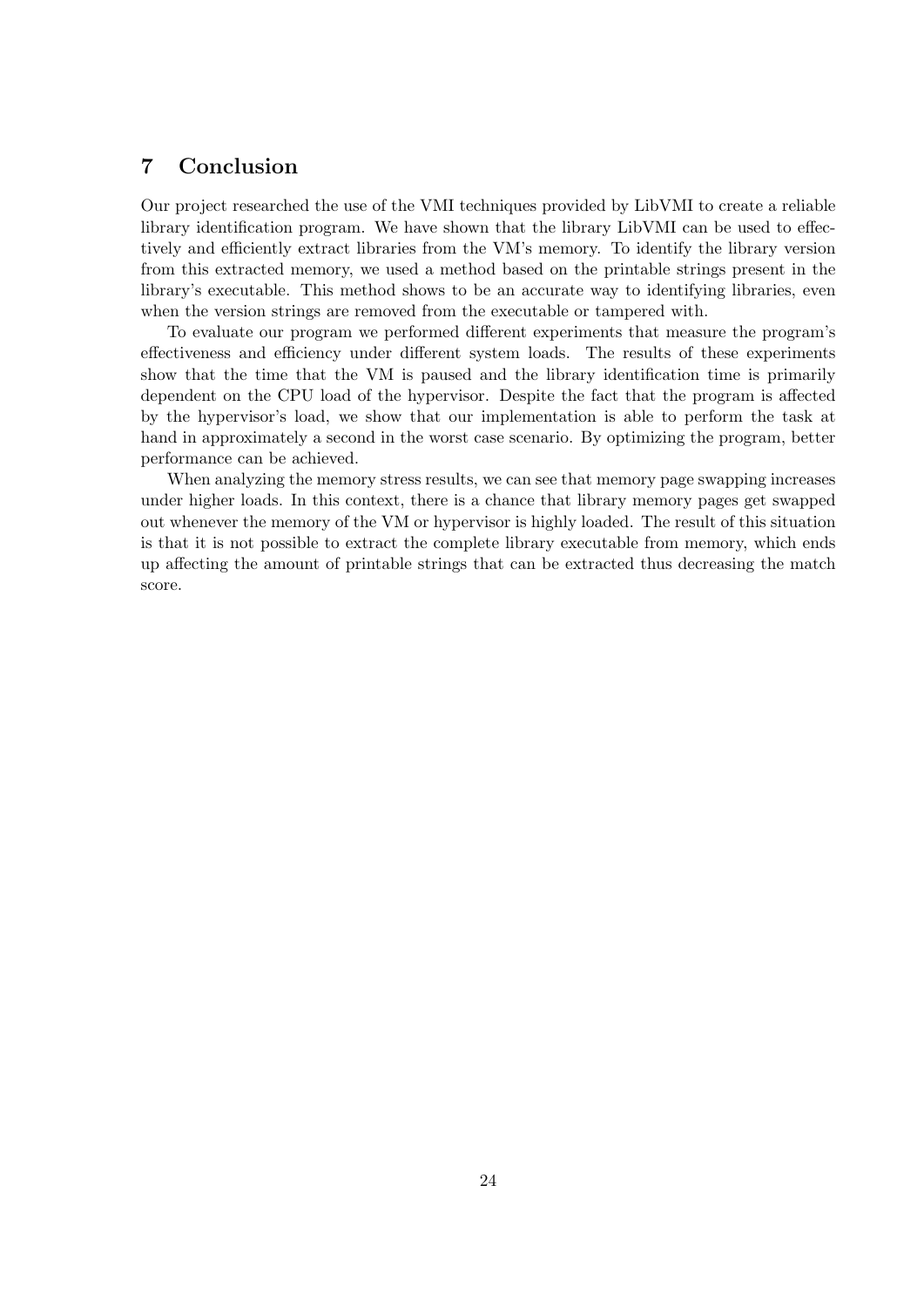# 7 Conclusion

Our project researched the use of the VMI techniques provided by LibVMI to create a reliable library identification program. We have shown that the library LibVMI can be used to effectively and efficiently extract libraries from the VM's memory. To identify the library version from this extracted memory, we used a method based on the printable strings present in the library's executable. This method shows to be an accurate way to identifying libraries, even when the version strings are removed from the executable or tampered with.

To evaluate our program we performed different experiments that measure the program's effectiveness and efficiency under different system loads. The results of these experiments show that the time that the VM is paused and the library identification time is primarily dependent on the CPU load of the hypervisor. Despite the fact that the program is affected by the hypervisor's load, we show that our implementation is able to perform the task at hand in approximately a second in the worst case scenario. By optimizing the program, better performance can be achieved.

When analyzing the memory stress results, we can see that memory page swapping increases under higher loads. In this context, there is a chance that library memory pages get swapped out whenever the memory of the VM or hypervisor is highly loaded. The result of this situation is that it is not possible to extract the complete library executable from memory, which ends up affecting the amount of printable strings that can be extracted thus decreasing the match score.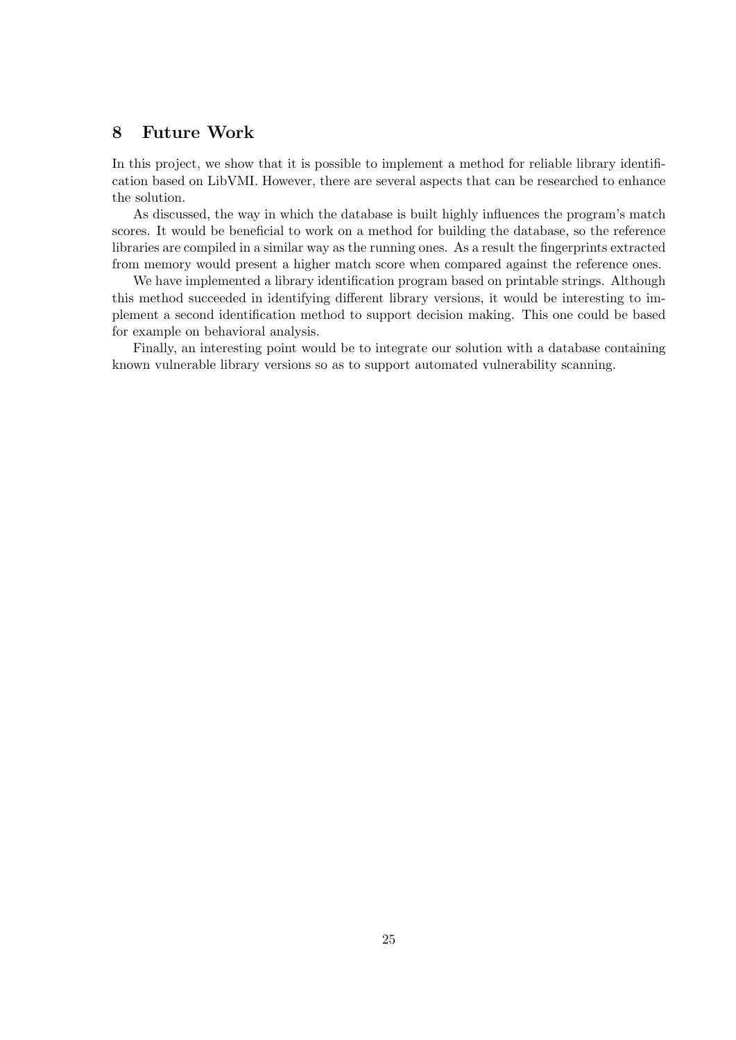## 8 Future Work

In this project, we show that it is possible to implement a method for reliable library identification based on LibVMI. However, there are several aspects that can be researched to enhance the solution.

As discussed, the way in which the database is built highly influences the program's match scores. It would be beneficial to work on a method for building the database, so the reference libraries are compiled in a similar way as the running ones. As a result the fingerprints extracted from memory would present a higher match score when compared against the reference ones.

We have implemented a library identification program based on printable strings. Although this method succeeded in identifying different library versions, it would be interesting to implement a second identification method to support decision making. This one could be based for example on behavioral analysis.

Finally, an interesting point would be to integrate our solution with a database containing known vulnerable library versions so as to support automated vulnerability scanning.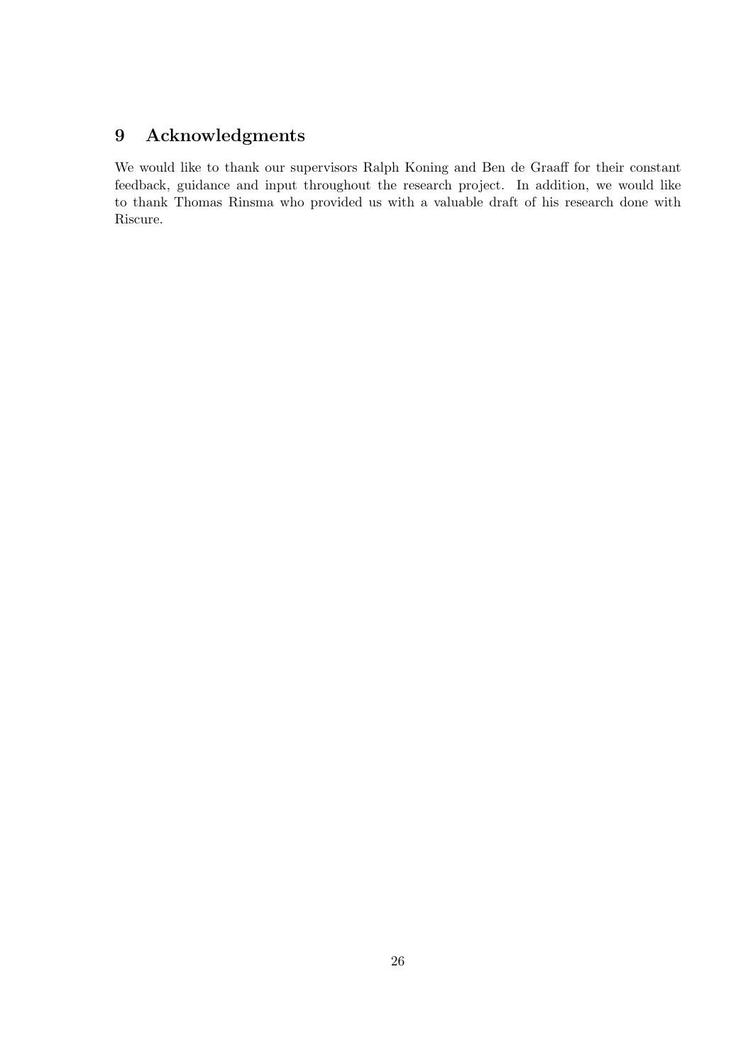# 9 Acknowledgments

We would like to thank our supervisors Ralph Koning and Ben de Graaff for their constant feedback, guidance and input throughout the research project. In addition, we would like to thank Thomas Rinsma who provided us with a valuable draft of his research done with Riscure.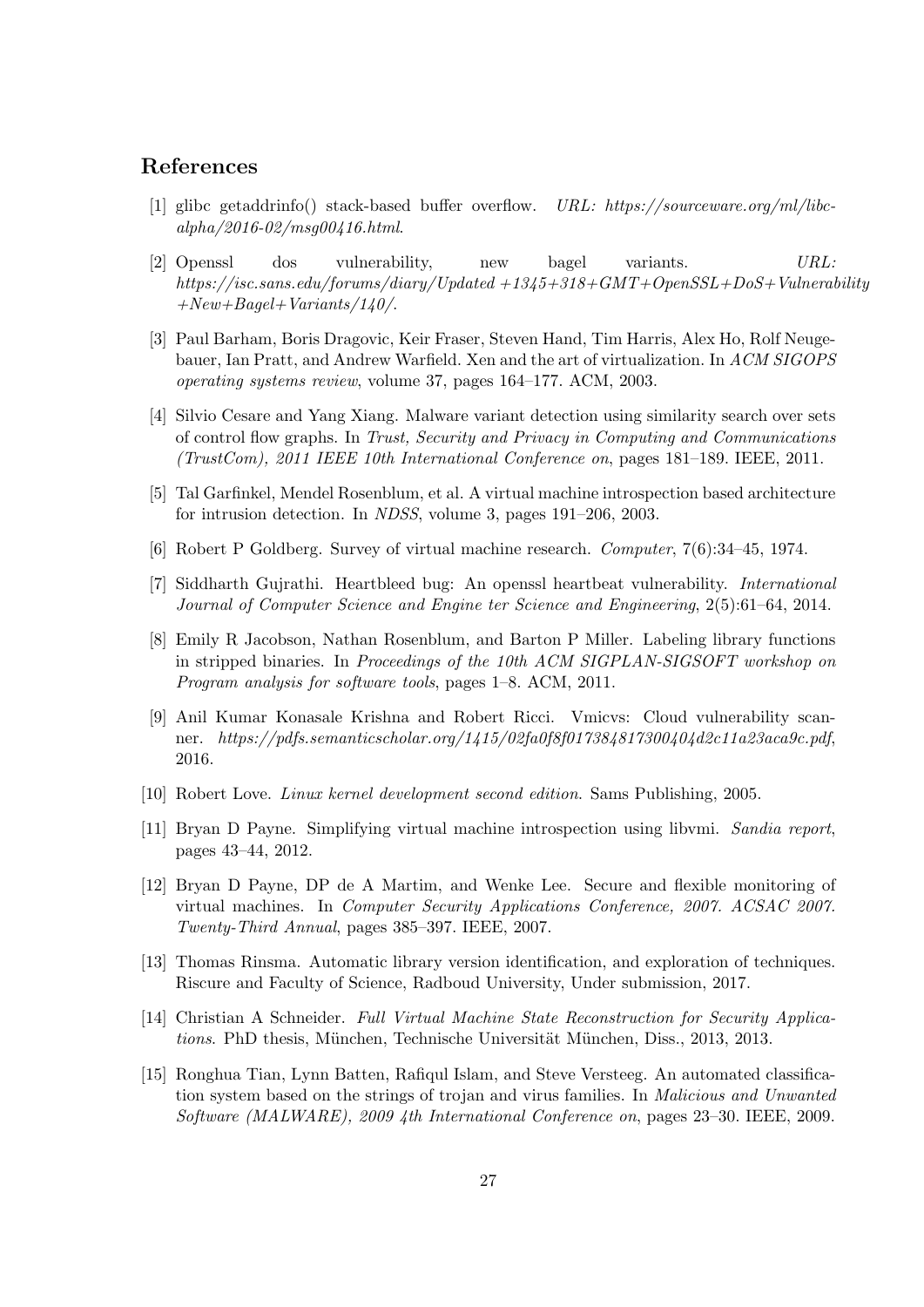## References

[1] glibc getaddrinfo() stack-based buffer overflow. *URL: https://sourceware.org/ml/libc-alpha/2016-02/msg00416.html*.

[2] Openssl dos vulnerability, new bagel variants. *URL: https://isc.sans.edu/forums/diary/Updated +1345+318+GMT+OpenSSL+DoS+Vulnerability +New+Bagel+Variants/140/*.

[3] Paul Barham, Boris Dragovic, Keir Fraser, Steven Hand, Tim Harris, Alex Ho, Rolf Neugebauer, Ian Pratt, and Andrew Warfield. Xen and the art of virtualization. In *ACM SIGOPS operating systems review*, volume 37, pages 164–177. ACM, 2003.

[4] Silvio Cesare and Yang Xiang. Malware variant detection using similarity search over sets of control flow graphs. In *Trust, Security and Privacy in Computing and Communications (TrustCom), 2011 IEEE 10th International Conference on*, pages 181–189. IEEE, 2011.

[5] Tal Garfinkel, Mendel Rosenblum, et al. A virtual machine introspection based architecture for intrusion detection. In *NDSS*, volume 3, pages 191–206, 2003.

[6] Robert P Goldberg. Survey of virtual machine research. *Computer*, 7(6):34–45, 1974.

[7] Siddharth Gujrathi. Heartbleed bug: An openssl heartbeat vulnerability. *International Journal of Computer Science and Engine ter Science and Engineering*, 2(5):61–64, 2014.

[8] Emily R Jacobson, Nathan Rosenblum, and Barton P Miller. Labeling library functions in stripped binaries. In *Proceedings of the 10th ACM SIGPLAN-SIGSOFT workshop on Program analysis for software tools*, pages 1–8. ACM, 2011.

[9] Anil Kumar Konasale Krishna and Robert Ricci. Vmicvs: Cloud vulnerability scanner. *https://pdfs.semanticscholar.org/1415/02fa0f8f017384817300404d2c11a23aca9c.pdf*, 2016.

[10] Robert Love. *Linux kernel development second edition*. Sams Publishing, 2005.

[11] Bryan D Payne. Simplifying virtual machine introspection using libvmi. *Sandia report*, pages 43–44, 2012.

[12] Bryan D Payne, DP de A Martim, and Wenke Lee. Secure and flexible monitoring of virtual machines. In *Computer Security Applications Conference, 2007. ACSAC 2007. Twenty-Third Annual*, pages 385–397. IEEE, 2007.

[13] Thomas Rinsma. Automatic library version identification, and exploration of techniques. Riscure and Faculty of Science, Radboud University, Under submission, 2017.

[14] Christian A Schneider. *Full Virtual Machine State Reconstruction for Security Applications*. PhD thesis, München, Technische Universität München, Diss., 2013, 2013.

[15] Ronghua Tian, Lynn Batten, Rafiqul Islam, and Steve Versteeg. An automated classification system based on the strings of trojan and virus families. In *Malicious and Unwanted Software (MALWARE), 2009 4th International Conference on*, pages 23–30. IEEE, 2009.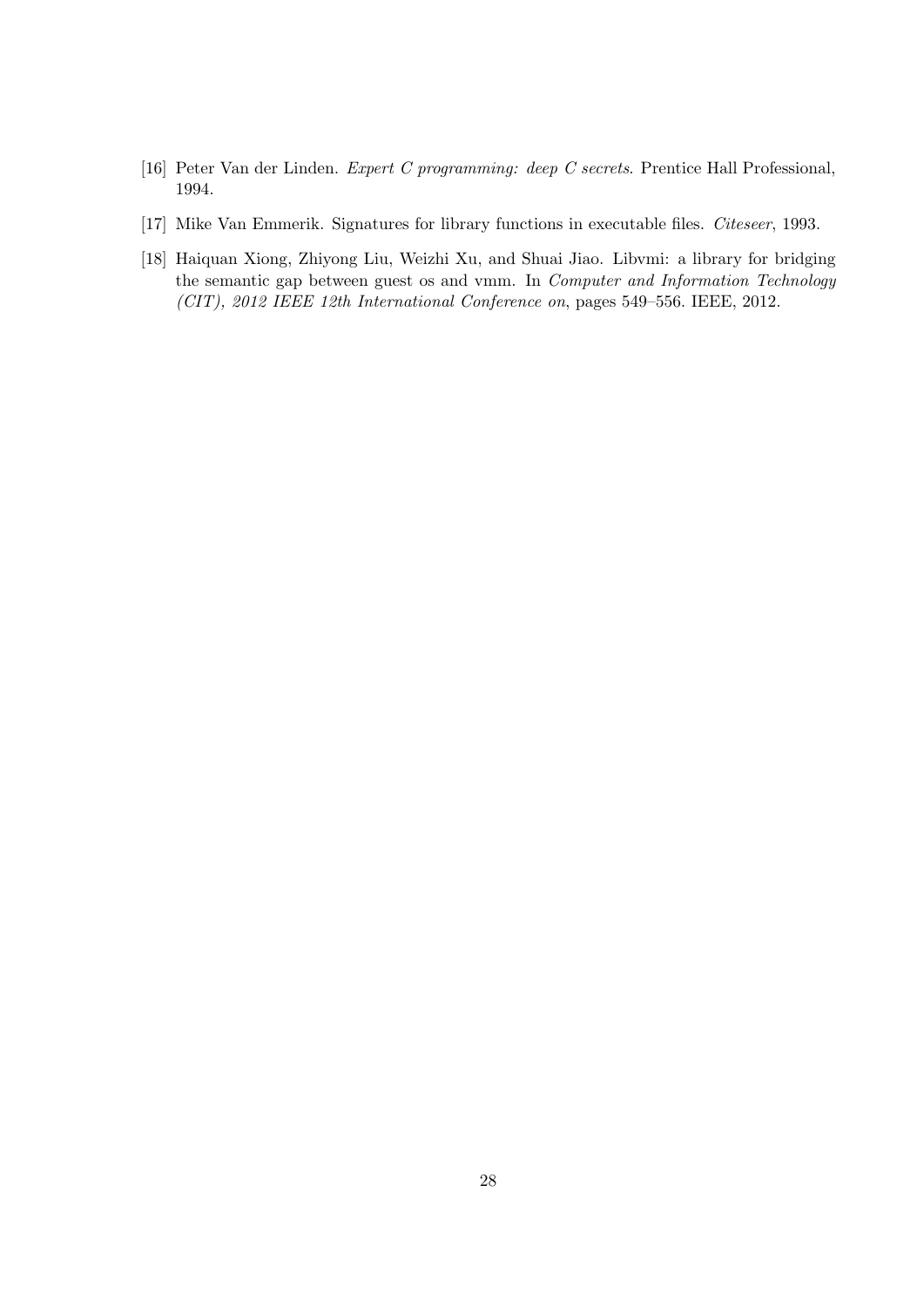[16] Peter Van der Linden. *Expert C programming: deep C secrets*. Prentice Hall Professional, 1994.

[17] Mike Van Emmerik. Signatures for library functions in executable files. *Citeseer*, 1993.

[18] Haiquan Xiong, Zhiyong Liu, Weizhi Xu, and Shuai Jiao. Libvmi: a library for bridging the semantic gap between guest os and vmm. In *Computer and Information Technology (CIT), 2012 IEEE 12th International Conference on*, pages 549–556. IEEE, 2012.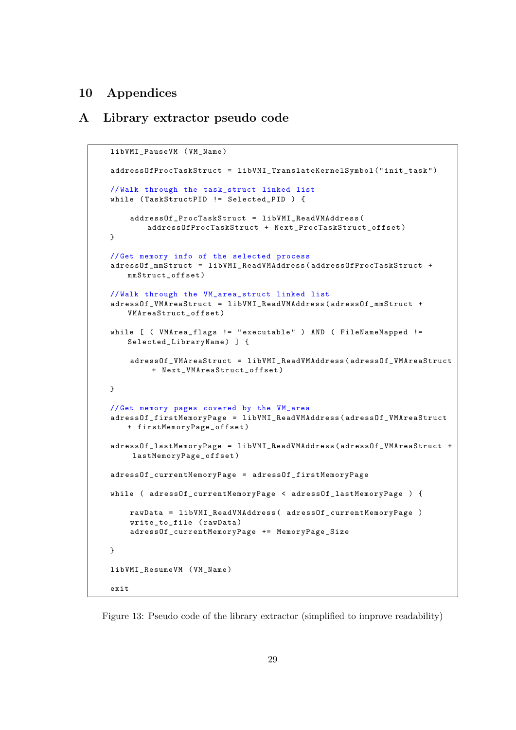# 10 Appendices

## A Library extractor pseudo code

```
libVMI_PauseVM (VM_Name)

addressOfProcTaskStruct = libVMI_TranslateKernelSymbol("init_task")

//Walk through the task_struct linked list
while (TaskStructPID != Selected_PID ) {

    addressOf_ProcTaskStruct = libVMI_ReadVMAddress(
        addressOfProcTaskStruct + Next_ProcTaskStruct_offset)
}

//Get memory info of the selected process
adressOf_mmStruct = libVMI_ReadVMAddress(addressOfProcTaskStruct +
    mmStruct_offset)

//Walk through the VM_area_struct linked list
adressOf_VMAreaStruct = libVMI_ReadVMAddress(adressOf_mmStruct +
    VMAreaStruct_offset)

while [ ( VMArea_flags != "executable" ) AND ( FileNameMapped !=
    Selected_LibraryName) ] {

    adressOf_VMAreaStruct = libVMI_ReadVMAddress(adressOf_VMAreaStruct
        + Next_VMAreaStruct_offset)

}

//Get memory pages covered by the VM_area
adressOf_firstMemoryPage = libVMI_ReadVMAddress(adressOf_VMAreaStruct
    + firstMemoryPage_offset)

adressOf_lastMemoryPage = libVMI_ReadVMAddress(adressOf_VMAreaStruct +
     lastMemoryPage_offset)

adressOf_currentMemoryPage = adressOf_firstMemoryPage

while ( adressOf_currentMemoryPage < adressOf_lastMemoryPage ) {

    rawData = libVMI_ReadVMAddress( adressOf_currentMemoryPage )
    write_to_file (rawData)
    adressOf_currentMemoryPage += MemoryPage_Size

}

libVMI_ResumeVM (VM_Name)

exit
```

Figure 13: Pseudo code of the library extractor (simplified to improve readability)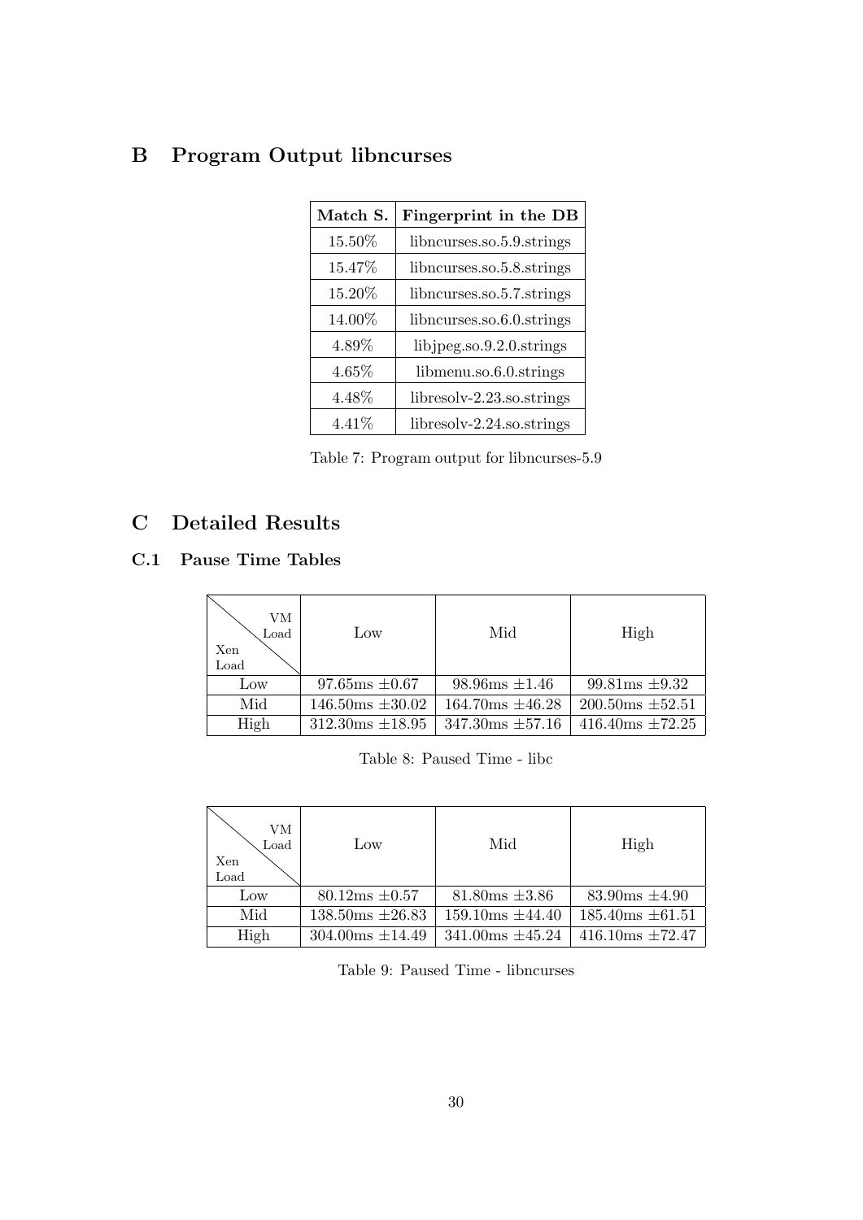# B Program Output libncurses

| Match S. | Fingerprint in the DB |
|---|---|
| 15.50% | libncurses.so.5.9.strings |
| 15.47% | libncurses.so.5.8.strings |
| 15.20% | libncurses.so.5.7.strings |
| 14.00% | libncurses.so.6.0.strings |
| 4.89% | libjpeg.so.9.2.0.strings |
| 4.65% | libmenu.so.6.0.strings |
| 4.48% | libresolv-2.23.so.strings |
| 4.41% | libresolv-2.24.so.strings |

Table 7: Program output for libncurses-5.9

# C Detailed Results

## C.1 Pause Time Tables

| Xen Load \ VM Load | Low | Mid | High |
|---|---|---|---|
| Low | 97.65ms ±0.67 | 98.96ms ±1.46 | 99.81ms ±9.32 |
| Mid | 146.50ms ±30.02 | 164.70ms ±46.28 | 200.50ms ±52.51 |
| High | 312.30ms ±18.95 | 347.30ms ±57.16 | 416.40ms ±72.25 |

Table 8: Paused Time - libc

| Xen Load \ VM Load | Low | Mid | High |
|---|---|---|---|
| Low | 80.12ms ±0.57 | 81.80ms ±3.86 | 83.90ms ±4.90 |
| Mid | 138.50ms ±26.83 | 159.10ms ±44.40 | 185.40ms ±61.51 |
| High | 304.00ms ±14.49 | 341.00ms ±45.24 | 416.10ms ±72.47 |

Table 9: Paused Time - libncurses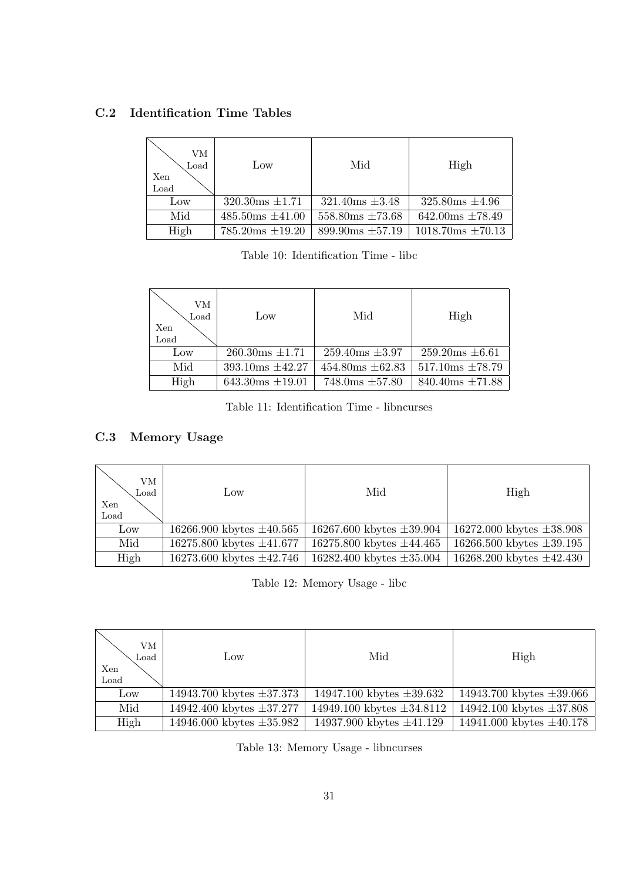## C.2 Identification Time Tables

| Xen Load \ VM Load | Low | Mid | High |
|---|---|---|---|
| Low | 320.30ms $\pm$1.71 | 321.40ms $\pm$3.48 | 325.80ms $\pm$4.96 |
| Mid | 485.50ms $\pm$41.00 | 558.80ms $\pm$73.68 | 642.00ms $\pm$78.49 |
| High | 785.20ms $\pm$19.20 | 899.90ms $\pm$57.19 | 1018.70ms $\pm$70.13 |

Table 10: Identification Time - libc

| Xen Load \ VM Load | Low | Mid | High |
|---|---|---|---|
| Low | 260.30ms $\pm$1.71 | 259.40ms $\pm$3.97 | 259.20ms $\pm$6.61 |
| Mid | 393.10ms $\pm$42.27 | 454.80ms $\pm$62.83 | 517.10ms $\pm$78.79 |
| High | 643.30ms $\pm$19.01 | 748.0ms $\pm$57.80 | 840.40ms $\pm$71.88 |

Table 11: Identification Time - libncurses

## C.3 Memory Usage

| Xen Load \ VM Load | Low | Mid | High |
|---|---|---|---|
| Low | 16266.900 kbytes $\pm$40.565 | 16267.600 kbytes $\pm$39.904 | 16272.000 kbytes $\pm$38.908 |
| Mid | 16275.800 kbytes $\pm$41.677 | 16275.800 kbytes $\pm$44.465 | 16266.500 kbytes $\pm$39.195 |
| High | 16273.600 kbytes $\pm$42.746 | 16282.400 kbytes $\pm$35.004 | 16268.200 kbytes $\pm$42.430 |

Table 12: Memory Usage - libc

| Xen Load \ VM Load | Low | Mid | High |
|---|---|---|---|
| Low | 14943.700 kbytes $\pm$37.373 | 14947.100 kbytes $\pm$39.632 | 14943.700 kbytes $\pm$39.066 |
| Mid | 14942.400 kbytes $\pm$37.277 | 14949.100 kbytes $\pm$34.8112 | 14942.100 kbytes $\pm$37.808 |
| High | 14946.000 kbytes $\pm$35.982 | 14937.900 kbytes $\pm$41.129 | 14941.000 kbytes $\pm$40.178 |

Table 13: Memory Usage - libncurses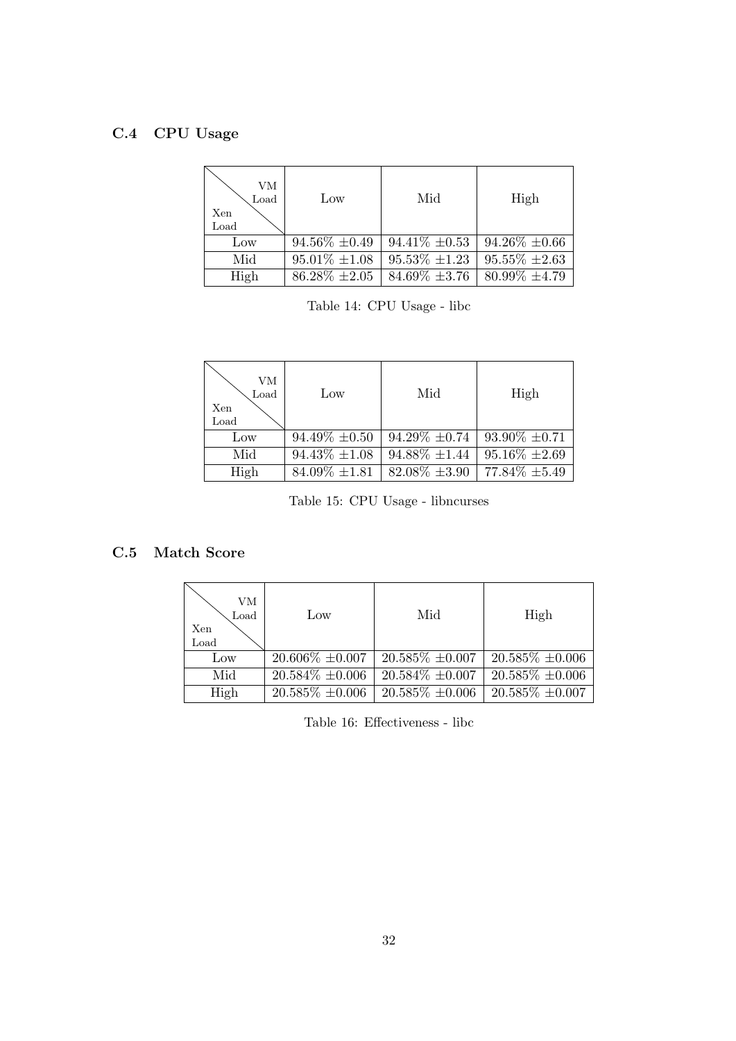### C.4 CPU Usage

| Xen Load \ VM Load | Low | Mid | High |
|---|---|---|---|
| Low | 94.56% ±0.49 | 94.41% ±0.53 | 94.26% ±0.66 |
| Mid | 95.01% ±1.08 | 95.53% ±1.23 | 95.55% ±2.63 |
| High | 86.28% ±2.05 | 84.69% ±3.76 | 80.99% ±4.79 |

Table 14: CPU Usage - libc

| Xen Load \ VM Load | Low | Mid | High |
|---|---|---|---|
| Low | 94.49% ±0.50 | 94.29% ±0.74 | 93.90% ±0.71 |
| Mid | 94.43% ±1.08 | 94.88% ±1.44 | 95.16% ±2.69 |
| High | 84.09% ±1.81 | 82.08% ±3.90 | 77.84% ±5.49 |

Table 15: CPU Usage - libncurses

### C.5 Match Score

| Xen Load \ VM Load | Low | Mid | High |
|---|---|---|---|
| Low | 20.606% ±0.007 | 20.585% ±0.007 | 20.585% ±0.006 |
| Mid | 20.584% ±0.006 | 20.584% ±0.007 | 20.585% ±0.006 |
| High | 20.585% ±0.006 | 20.585% ±0.006 | 20.585% ±0.007 |

Table 16: Effectiveness - libc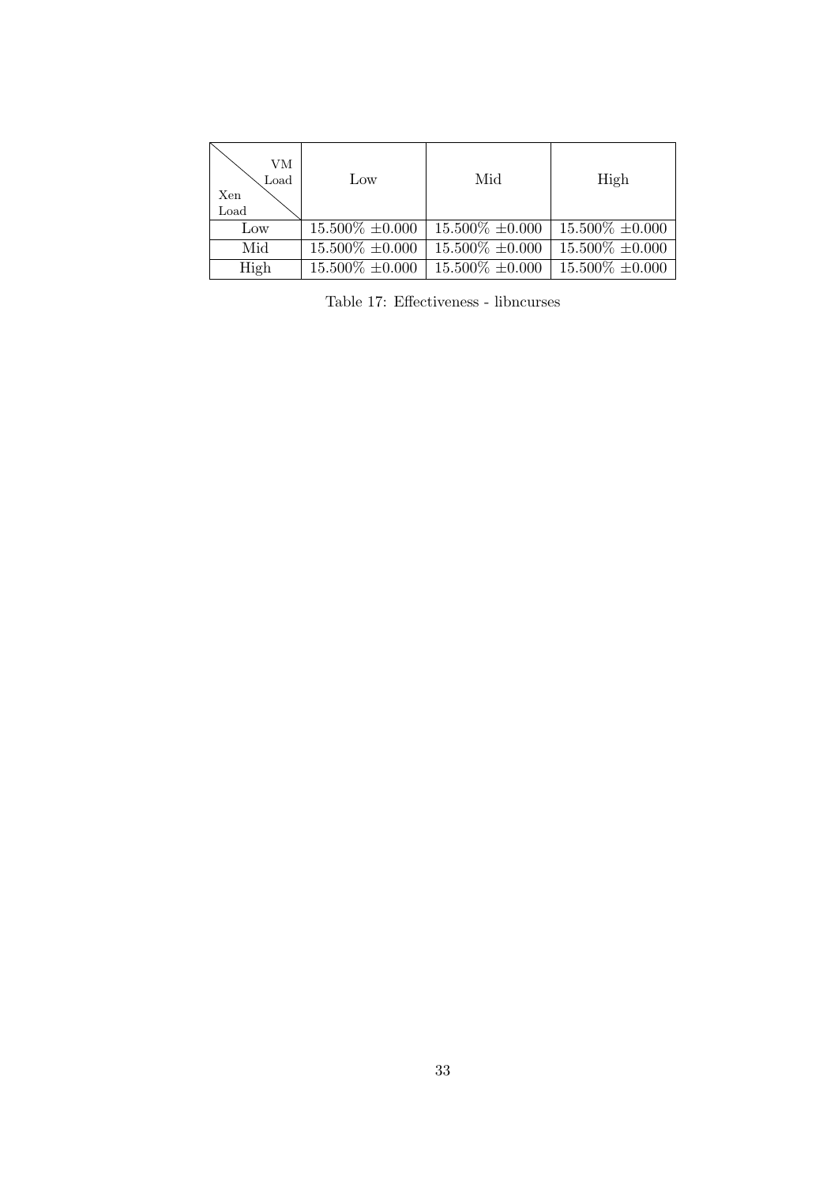| VM Load / Xen Load | Low | Mid | High |
|---|---|---|---|
| Low | 15.500% ±0.000 | 15.500% ±0.000 | 15.500% ±0.000 |
| Mid | 15.500% ±0.000 | 15.500% ±0.000 | 15.500% ±0.000 |
| High | 15.500% ±0.000 | 15.500% ±0.000 | 15.500% ±0.000 |

Table 17: Effectiveness - libncurses